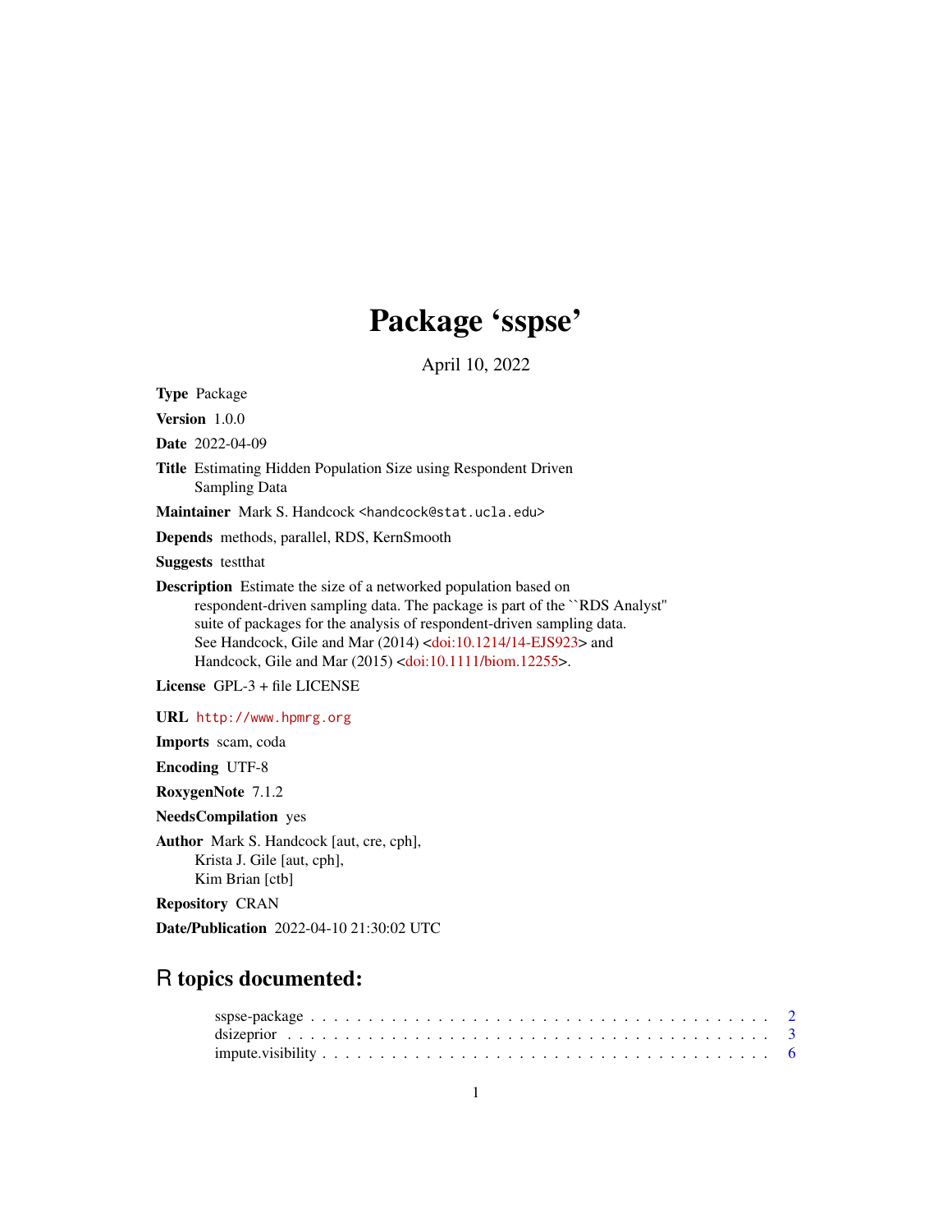# Package 'sspse'

April 10, 2022

**Type** Package

**Version** 1.0.0

**Date** 2022-04-09

**Title** Estimating Hidden Population Size using Respondent Driven Sampling Data

**Maintainer** Mark S. Handcock <handcock@stat.ucla.edu>

**Depends** methods, parallel, RDS, KernSmooth

**Suggests** testthat

**Description** Estimate the size of a networked population based on respondent-driven sampling data. The package is part of the ``RDS Analyst'' suite of packages for the analysis of respondent-driven sampling data. See Handcock, Gile and Mar (2014) <doi:10.1214/14-EJS923> and Handcock, Gile and Mar (2015) <doi:10.1111/biom.12255>.

**License** GPL-3 + file LICENSE

**URL** http://www.hpmrg.org

**Imports** scam, coda

**Encoding** UTF-8

**RoxygenNote** 7.1.2

**NeedsCompilation** yes

**Author** Mark S. Handcock [aut, cre, cph],
Krista J. Gile [aut, cph],
Kim Brian [ctb]

**Repository** CRAN

**Date/Publication** 2022-04-10 21:30:02 UTC

## R topics documented:

sspse-package . . . . . . . . . . . . . . . . . . . . . . . . . . . . . . . . . . . . . . 2
dsizeprior . . . . . . . . . . . . . . . . . . . . . . . . . . . . . . . . . . . . . . . . 3
impute.visibility . . . . . . . . . . . . . . . . . . . . . . . . . . . . . . . . . . . . 6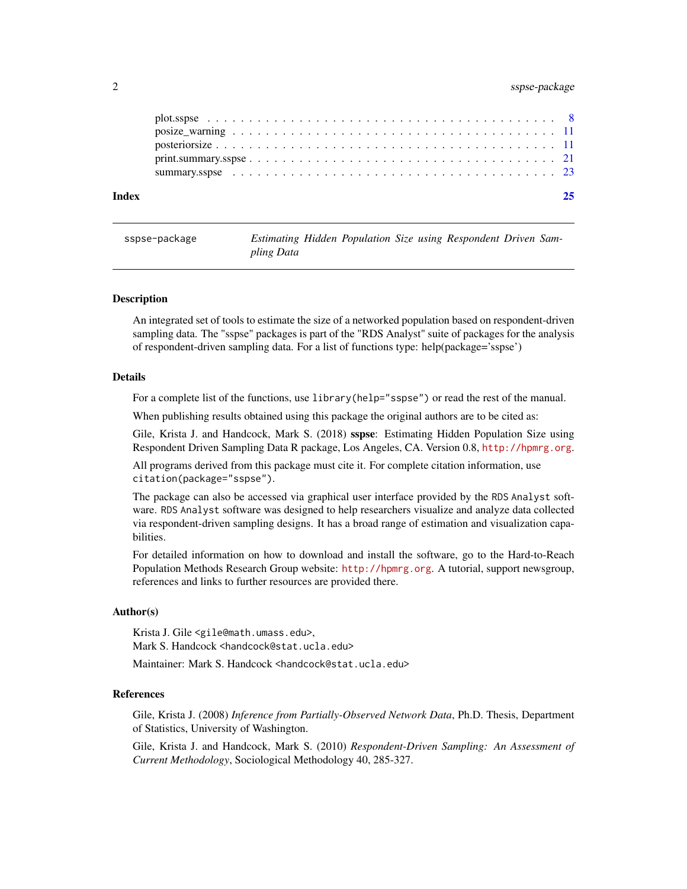plot.sspse . . . . . . . . . . . . . . . . . . . . . . . . . . . . . . . . . . . . . . . . 8
posize_warning . . . . . . . . . . . . . . . . . . . . . . . . . . . . . . . . . . . . . 11
posteriorsize . . . . . . . . . . . . . . . . . . . . . . . . . . . . . . . . . . . . . . 11
print.summary.sspse . . . . . . . . . . . . . . . . . . . . . . . . . . . . . . . . . . 21
summary.sspse . . . . . . . . . . . . . . . . . . . . . . . . . . . . . . . . . . . . . 23

**Index** 25

---

`sspse-package` *Estimating Hidden Population Size using Respondent Driven Sampling Data*

---

### Description

An integrated set of tools to estimate the size of a networked population based on respondent-driven sampling data. The "sspse" packages is part of the "RDS Analyst" suite of packages for the analysis of respondent-driven sampling data. For a list of functions type: help(package='sspse')

### Details

For a complete list of the functions, use `library(help="sspse")` or read the rest of the manual.

When publishing results obtained using this package the original authors are to be cited as:

Gile, Krista J. and Handcock, Mark S. (2018) **sspse**: Estimating Hidden Population Size using Respondent Driven Sampling Data R package, Los Angeles, CA. Version 0.8, `http://hpmrg.org`.

All programs derived from this package must cite it. For complete citation information, use `citation(package="sspse")`.

The package can also be accessed via graphical user interface provided by the `RDS Analyst` software. `RDS Analyst` software was designed to help researchers visualize and analyze data collected via respondent-driven sampling designs. It has a broad range of estimation and visualization capabilities.

For detailed information on how to download and install the software, go to the Hard-to-Reach Population Methods Research Group website: `http://hpmrg.org`. A tutorial, support newsgroup, references and links to further resources are provided there.

### Author(s)

Krista J. Gile <`gile@math.umass.edu`>,
Mark S. Handcock <`handcock@stat.ucla.edu`>

Maintainer: Mark S. Handcock <`handcock@stat.ucla.edu`>

### References

Gile, Krista J. (2008) *Inference from Partially-Observed Network Data*, Ph.D. Thesis, Department of Statistics, University of Washington.

Gile, Krista J. and Handcock, Mark S. (2010) *Respondent-Driven Sampling: An Assessment of Current Methodology*, Sociological Methodology 40, 285-327.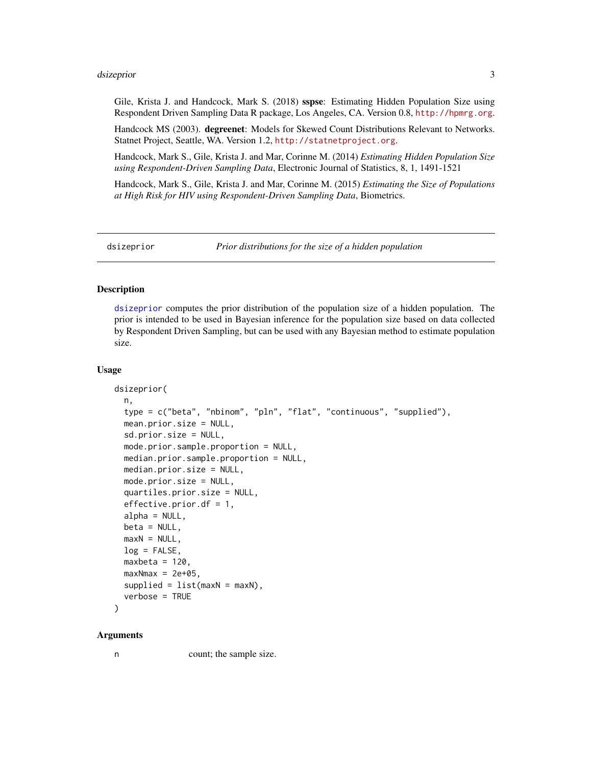Gile, Krista J. and Handcock, Mark S. (2018) **sspse**: Estimating Hidden Population Size using Respondent Driven Sampling Data R package, Los Angeles, CA. Version 0.8, http://hpmrg.org.

Handcock MS (2003). **degreenet**: Models for Skewed Count Distributions Relevant to Networks. Statnet Project, Seattle, WA. Version 1.2, http://statnetproject.org.

Handcock, Mark S., Gile, Krista J. and Mar, Corinne M. (2014) *Estimating Hidden Population Size using Respondent-Driven Sampling Data*, Electronic Journal of Statistics, 8, 1, 1491-1521

Handcock, Mark S., Gile, Krista J. and Mar, Corinne M. (2015) *Estimating the Size of Populations at High Risk for HIV using Respondent-Driven Sampling Data*, Biometrics.

---

## dsizeprior — *Prior distributions for the size of a hidden population*

### Description

dsizeprior computes the prior distribution of the population size of a hidden population. The prior is intended to be used in Bayesian inference for the population size based on data collected by Respondent Driven Sampling, but can be used with any Bayesian method to estimate population size.

### Usage

```
dsizeprior(
  n,
  type = c("beta", "nbinom", "pln", "flat", "continuous", "supplied"),
  mean.prior.size = NULL,
  sd.prior.size = NULL,
  mode.prior.sample.proportion = NULL,
  median.prior.sample.proportion = NULL,
  median.prior.size = NULL,
  mode.prior.size = NULL,
  quartiles.prior.size = NULL,
  effective.prior.df = 1,
  alpha = NULL,
  beta = NULL,
  maxN = NULL,
  log = FALSE,
  maxbeta = 120,
  maxNmax = 2e+05,
  supplied = list(maxN = maxN),
  verbose = TRUE
)
```

### Arguments

n        count; the sample size.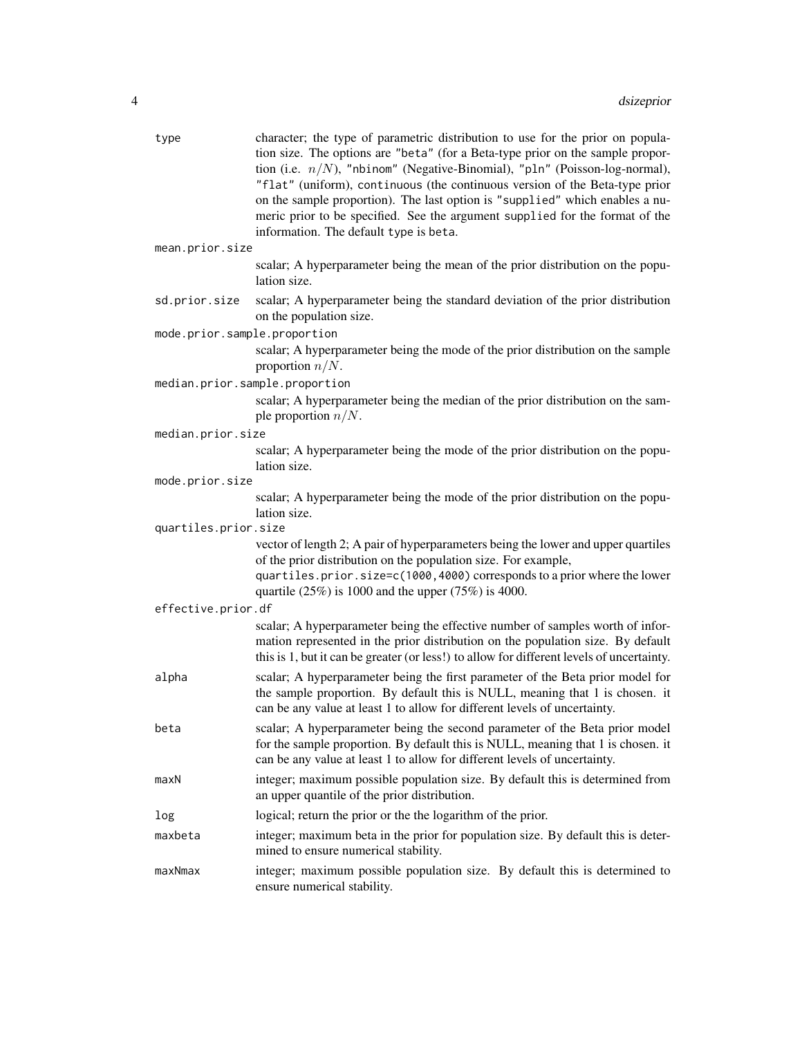| | |
|---|---|
| `type` | character; the type of parametric distribution to use for the prior on population size. The options are "beta" (for a Beta-type prior on the sample proportion (i.e. $n/N$), "nbinom" (Negative-Binomial), "pln" (Poisson-log-normal), "flat" (uniform), continuous (the continuous version of the Beta-type prior on the sample proportion). The last option is "supplied" which enables a numeric prior to be specified. See the argument supplied for the format of the information. The default type is beta. |
| `mean.prior.size` | scalar; A hyperparameter being the mean of the prior distribution on the population size. |
| `sd.prior.size` | scalar; A hyperparameter being the standard deviation of the prior distribution on the population size. |
| `mode.prior.sample.proportion` | scalar; A hyperparameter being the mode of the prior distribution on the sample proportion $n/N$. |
| `median.prior.sample.proportion` | scalar; A hyperparameter being the median of the prior distribution on the sample proportion $n/N$. |
| `median.prior.size` | scalar; A hyperparameter being the mode of the prior distribution on the population size. |
| `mode.prior.size` | scalar; A hyperparameter being the mode of the prior distribution on the population size. |
| `quartiles.prior.size` | vector of length 2; A pair of hyperparameters being the lower and upper quartiles of the prior distribution on the population size. For example, `quartiles.prior.size=c(1000,4000)` corresponds to a prior where the lower quartile (25%) is 1000 and the upper (75%) is 4000. |
| `effective.prior.df` | scalar; A hyperparameter being the effective number of samples worth of information represented in the prior distribution on the population size. By default this is 1, but it can be greater (or less!) to allow for different levels of uncertainty. |
| `alpha` | scalar; A hyperparameter being the first parameter of the Beta prior model for the sample proportion. By default this is NULL, meaning that 1 is chosen. it can be any value at least 1 to allow for different levels of uncertainty. |
| `beta` | scalar; A hyperparameter being the second parameter of the Beta prior model for the sample proportion. By default this is NULL, meaning that 1 is chosen. it can be any value at least 1 to allow for different levels of uncertainty. |
| `maxN` | integer; maximum possible population size. By default this is determined from an upper quantile of the prior distribution. |
| `log` | logical; return the prior or the the logarithm of the prior. |
| `maxbeta` | integer; maximum beta in the prior for population size. By default this is determined to ensure numerical stability. |
| `maxNmax` | integer; maximum possible population size. By default this is determined to ensure numerical stability. |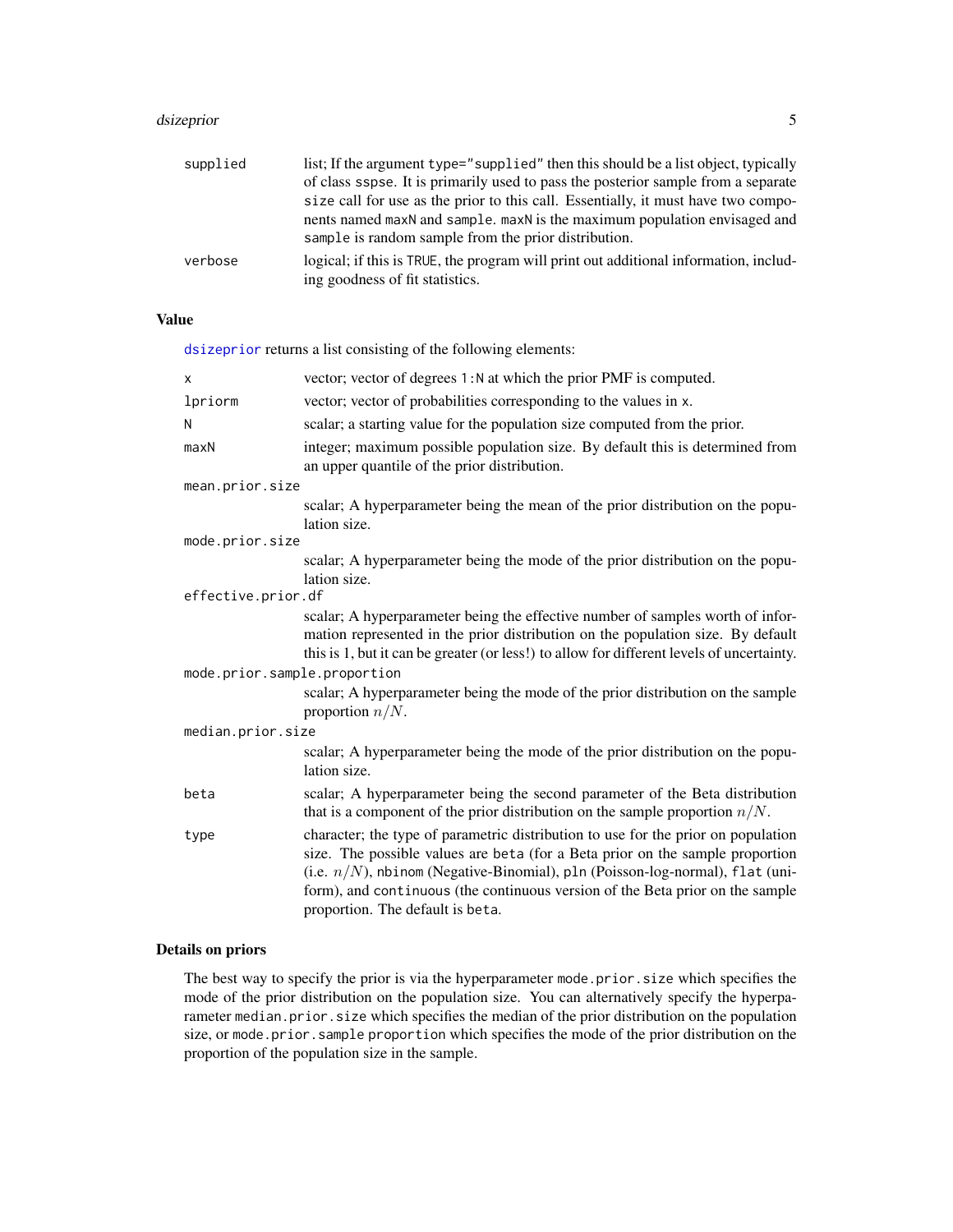| | |
|---|---|
| supplied | list; If the argument type="supplied" then this should be a list object, typically of class sspse. It is primarily used to pass the posterior sample from a separate size call for use as the prior to this call. Essentially, it must have two components named maxN and sample. maxN is the maximum population envisaged and sample is random sample from the prior distribution. |
| verbose | logical; if this is TRUE, the program will print out additional information, including goodness of fit statistics. |

## Value

dsizeprior returns a list consisting of the following elements:

| | |
|---|---|
| x | vector; vector of degrees 1:N at which the prior PMF is computed. |
| lpriorm | vector; vector of probabilities corresponding to the values in x. |
| N | scalar; a starting value for the population size computed from the prior. |
| maxN | integer; maximum possible population size. By default this is determined from an upper quantile of the prior distribution. |
| mean.prior.size | scalar; A hyperparameter being the mean of the prior distribution on the population size. |
| mode.prior.size | scalar; A hyperparameter being the mode of the prior distribution on the population size. |
| effective.prior.df | scalar; A hyperparameter being the effective number of samples worth of information represented in the prior distribution on the population size. By default this is 1, but it can be greater (or less!) to allow for different levels of uncertainty. |
| mode.prior.sample.proportion | scalar; A hyperparameter being the mode of the prior distribution on the sample proportion $n/N$. |
| median.prior.size | scalar; A hyperparameter being the mode of the prior distribution on the population size. |
| beta | scalar; A hyperparameter being the second parameter of the Beta distribution that is a component of the prior distribution on the sample proportion $n/N$. |
| type | character; the type of parametric distribution to use for the prior on population size. The possible values are beta (for a Beta prior on the sample proportion (i.e. $n/N$), nbinom (Negative-Binomial), pln (Poisson-log-normal), flat (uniform), and continuous (the continuous version of the Beta prior on the sample proportion. The default is beta. |

## Details on priors

The best way to specify the prior is via the hyperparameter mode.prior.size which specifies the mode of the prior distribution on the population size. You can alternatively specify the hyperparameter median.prior.size which specifies the median of the prior distribution on the population size, or mode.prior.sample proportion which specifies the mode of the prior distribution on the proportion of the population size in the sample.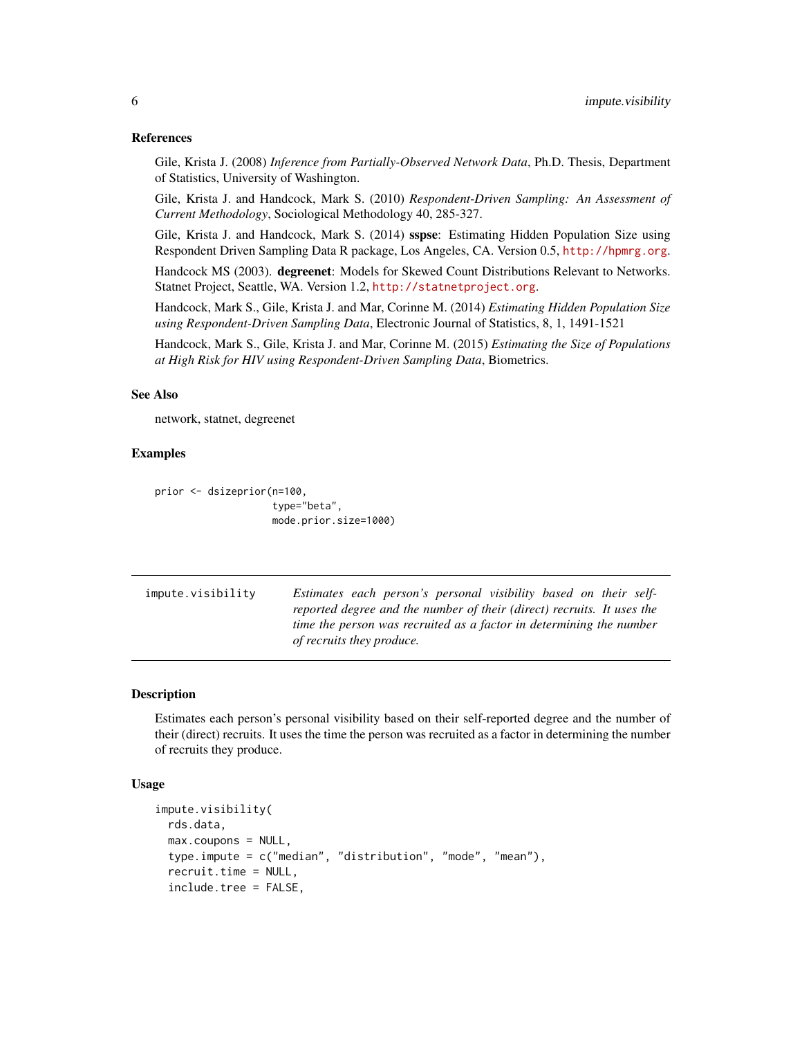### References

Gile, Krista J. (2008) *Inference from Partially-Observed Network Data*, Ph.D. Thesis, Department of Statistics, University of Washington.

Gile, Krista J. and Handcock, Mark S. (2010) *Respondent-Driven Sampling: An Assessment of Current Methodology*, Sociological Methodology 40, 285-327.

Gile, Krista J. and Handcock, Mark S. (2014) **sspse**: Estimating Hidden Population Size using Respondent Driven Sampling Data R package, Los Angeles, CA. Version 0.5, http://hpmrg.org.

Handcock MS (2003). **degreenet**: Models for Skewed Count Distributions Relevant to Networks. Statnet Project, Seattle, WA. Version 1.2, http://statnetproject.org.

Handcock, Mark S., Gile, Krista J. and Mar, Corinne M. (2014) *Estimating Hidden Population Size using Respondent-Driven Sampling Data*, Electronic Journal of Statistics, 8, 1, 1491-1521

Handcock, Mark S., Gile, Krista J. and Mar, Corinne M. (2015) *Estimating the Size of Populations at High Risk for HIV using Respondent-Driven Sampling Data*, Biometrics.

### See Also

network, statnet, degreenet

### Examples

```
prior <- dsizeprior(n=100,
                  type="beta",
                  mode.prior.size=1000)
```

---

## impute.visibility

*Estimates each person's personal visibility based on their self-reported degree and the number of their (direct) recruits. It uses the time the person was recruited as a factor in determining the number of recruits they produce.*

---

### Description

Estimates each person's personal visibility based on their self-reported degree and the number of their (direct) recruits. It uses the time the person was recruited as a factor in determining the number of recruits they produce.

### Usage

```
impute.visibility(
  rds.data,
  max.coupons = NULL,
  type.impute = c("median", "distribution", "mode", "mean"),
  recruit.time = NULL,
  include.tree = FALSE,
```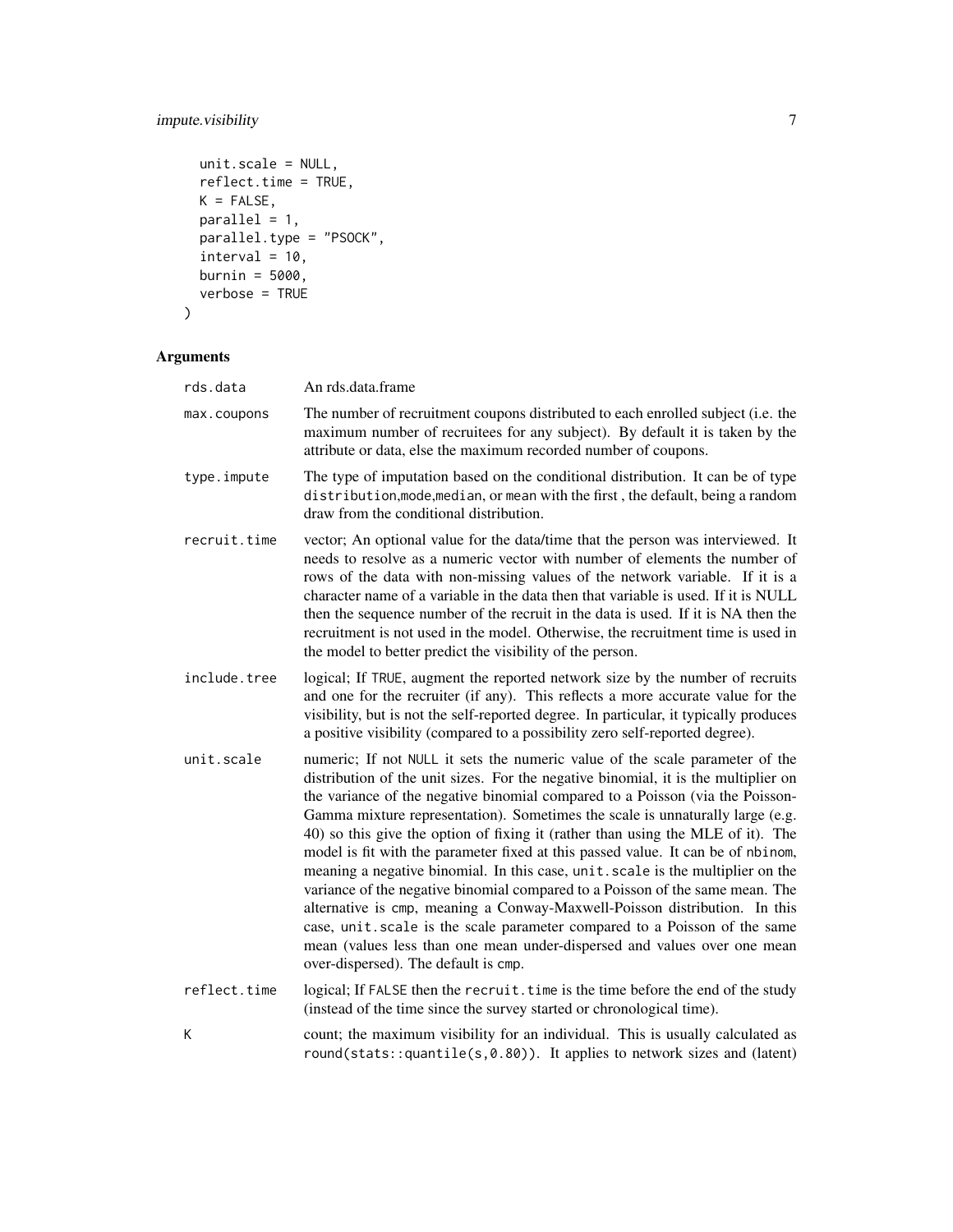```
  unit.scale = NULL,
  reflect.time = TRUE,
  K = FALSE,
  parallel = 1,
  parallel.type = "PSOCK",
  interval = 10,
  burnin = 5000,
  verbose = TRUE
)
```

## Arguments

| | |
|---|---|
| rds.data | An rds.data.frame |
| max.coupons | The number of recruitment coupons distributed to each enrolled subject (i.e. the maximum number of recruitees for any subject). By default it is taken by the attribute or data, else the maximum recorded number of coupons. |
| type.impute | The type of imputation based on the conditional distribution. It can be of type distribution,mode,median, or mean with the first , the default, being a random draw from the conditional distribution. |
| recruit.time | vector; An optional value for the data/time that the person was interviewed. It needs to resolve as a numeric vector with number of elements the number of rows of the data with non-missing values of the network variable. If it is a character name of a variable in the data then that variable is used. If it is NULL then the sequence number of the recruit in the data is used. If it is NA then the recruitment is not used in the model. Otherwise, the recruitment time is used in the model to better predict the visibility of the person. |
| include.tree | logical; If TRUE, augment the reported network size by the number of recruits and one for the recruiter (if any). This reflects a more accurate value for the visibility, but is not the self-reported degree. In particular, it typically produces a positive visibility (compared to a possibility zero self-reported degree). |
| unit.scale | numeric; If not NULL it sets the numeric value of the scale parameter of the distribution of the unit sizes. For the negative binomial, it is the multiplier on the variance of the negative binomial compared to a Poisson (via the Poisson-Gamma mixture representation). Sometimes the scale is unnaturally large (e.g. 40) so this give the option of fixing it (rather than using the MLE of it). The model is fit with the parameter fixed at this passed value. It can be of nbinom, meaning a negative binomial. In this case, unit.scale is the multiplier on the variance of the negative binomial compared to a Poisson of the same mean. The alternative is cmp, meaning a Conway-Maxwell-Poisson distribution. In this case, unit.scale is the scale parameter compared to a Poisson of the same mean (values less than one mean under-dispersed and values over one mean over-dispersed). The default is cmp. |
| reflect.time | logical; If FALSE then the recruit.time is the time before the end of the study (instead of the time since the survey started or chronological time). |
| K | count; the maximum visibility for an individual. This is usually calculated as round(stats::quantile(s,0.80)). It applies to network sizes and (latent) |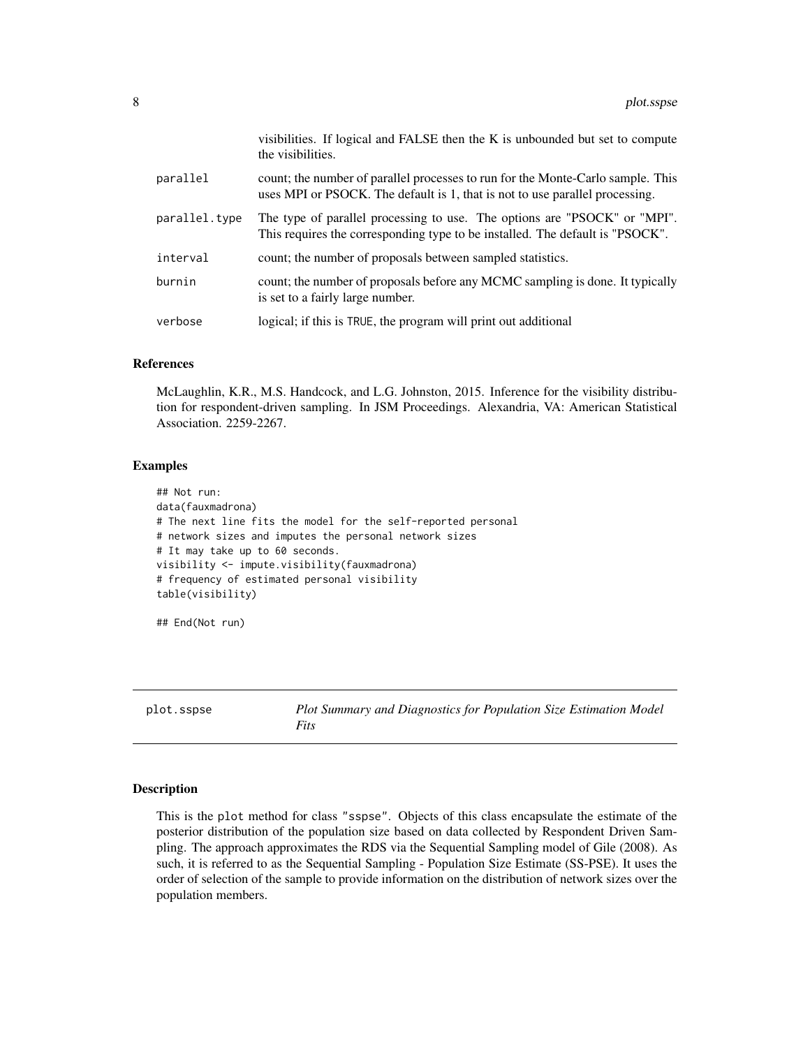| | |
|---|---|
| | visibilities. If logical and FALSE then the K is unbounded but set to compute the visibilities. |
| parallel | count; the number of parallel processes to run for the Monte-Carlo sample. This uses MPI or PSOCK. The default is 1, that is not to use parallel processing. |
| parallel.type | The type of parallel processing to use. The options are "PSOCK" or "MPI". This requires the corresponding type to be installed. The default is "PSOCK". |
| interval | count; the number of proposals between sampled statistics. |
| burnin | count; the number of proposals before any MCMC sampling is done. It typically is set to a fairly large number. |
| verbose | logical; if this is TRUE, the program will print out additional |

### References

McLaughlin, K.R., M.S. Handcock, and L.G. Johnston, 2015. Inference for the visibility distribution for respondent-driven sampling. In JSM Proceedings. Alexandria, VA: American Statistical Association. 2259-2267.

### Examples

```
## Not run:
data(fauxmadrona)
# The next line fits the model for the self-reported personal
# network sizes and imputes the personal network sizes
# It may take up to 60 seconds.
visibility <- impute.visibility(fauxmadrona)
# frequency of estimated personal visibility
table(visibility)

## End(Not run)
```

## plot.sspse — *Plot Summary and Diagnostics for Population Size Estimation Model Fits*

### Description

This is the plot method for class "sspse". Objects of this class encapsulate the estimate of the posterior distribution of the population size based on data collected by Respondent Driven Sampling. The approach approximates the RDS via the Sequential Sampling model of Gile (2008). As such, it is referred to as the Sequential Sampling - Population Size Estimate (SS-PSE). It uses the order of selection of the sample to provide information on the distribution of network sizes over the population members.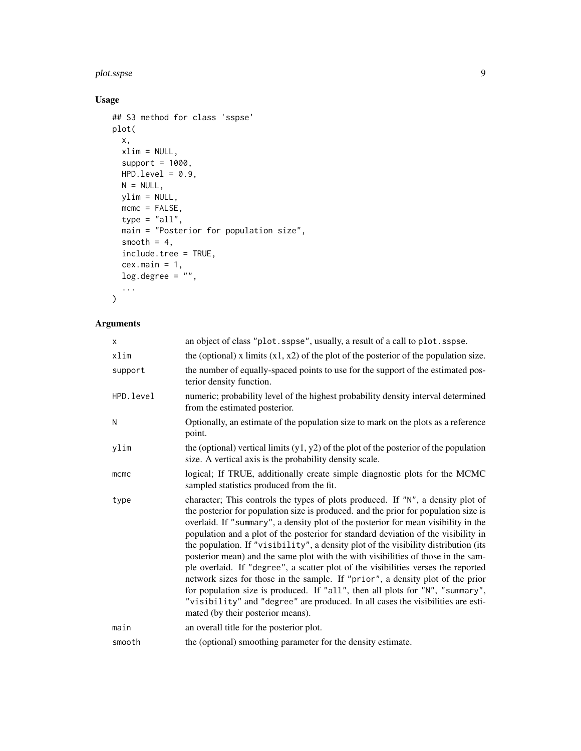## Usage

```
## S3 method for class 'sspse'
plot(
  x,
  xlim = NULL,
  support = 1000,
  HPD.level = 0.9,
  N = NULL,
  ylim = NULL,
  mcmc = FALSE,
  type = "all",
  main = "Posterior for population size",
  smooth = 4,
  include.tree = TRUE,
  cex.main = 1,
  log.degree = "",
  ...
)
```

## Arguments

| | |
|---|---|
| `x` | an object of class `"plot.sspse"`, usually, a result of a call to `plot.sspse`. |
| `xlim` | the (optional) x limits (x1, x2) of the plot of the posterior of the population size. |
| `support` | the number of equally-spaced points to use for the support of the estimated posterior density function. |
| `HPD.level` | numeric; probability level of the highest probability density interval determined from the estimated posterior. |
| `N` | Optionally, an estimate of the population size to mark on the plots as a reference point. |
| `ylim` | the (optional) vertical limits (y1, y2) of the plot of the posterior of the population size. A vertical axis is the probability density scale. |
| `mcmc` | logical; If TRUE, additionally create simple diagnostic plots for the MCMC sampled statistics produced from the fit. |
| `type` | character; This controls the types of plots produced. If `"N"`, a density plot of the posterior for population size is produced. and the prior for population size is overlaid. If `"summary"`, a density plot of the posterior for mean visibility in the population and a plot of the posterior for standard deviation of the visibility in the population. If `"visibility"`, a density plot of the visibility distribution (its posterior mean) and the same plot with the with visibilities of those in the sample overlaid. If `"degree"`, a scatter plot of the visibilities verses the reported network sizes for those in the sample. If `"prior"`, a density plot of the prior for population size is produced. If `"all"`, then all plots for `"N"`, `"summary"`, `"visibility"` and `"degree"` are produced. In all cases the visibilities are estimated (by their posterior means). |
| `main` | an overall title for the posterior plot. |
| `smooth` | the (optional) smoothing parameter for the density estimate. |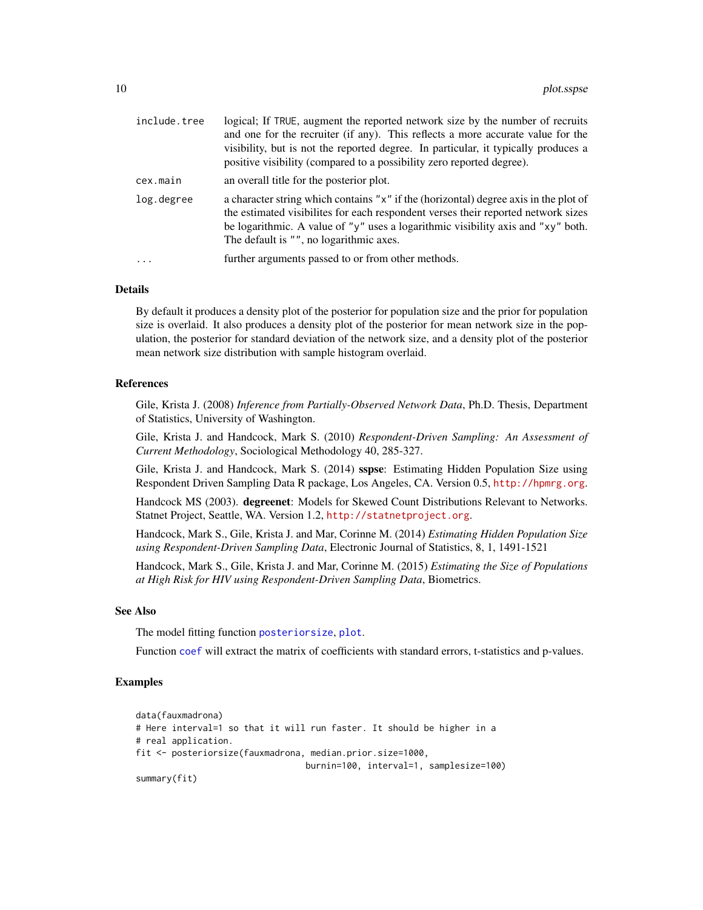| | |
|---|---|
| include.tree | logical; If TRUE, augment the reported network size by the number of recruits and one for the recruiter (if any). This reflects a more accurate value for the visibility, but is not the reported degree. In particular, it typically produces a positive visibility (compared to a possibility zero reported degree). |
| cex.main | an overall title for the posterior plot. |
| log.degree | a character string which contains "x" if the (horizontal) degree axis in the plot of the estimated visibilites for each respondent verses their reported network sizes be logarithmic. A value of "y" uses a logarithmic visibility axis and "xy" both. The default is "", no logarithmic axes. |
| ... | further arguments passed to or from other methods. |

## Details

By default it produces a density plot of the posterior for population size and the prior for population size is overlaid. It also produces a density plot of the posterior for mean network size in the population, the posterior for standard deviation of the network size, and a density plot of the posterior mean network size distribution with sample histogram overlaid.

## References

Gile, Krista J. (2008) *Inference from Partially-Observed Network Data*, Ph.D. Thesis, Department of Statistics, University of Washington.

Gile, Krista J. and Handcock, Mark S. (2010) *Respondent-Driven Sampling: An Assessment of Current Methodology*, Sociological Methodology 40, 285-327.

Gile, Krista J. and Handcock, Mark S. (2014) **sspse**: Estimating Hidden Population Size using Respondent Driven Sampling Data R package, Los Angeles, CA. Version 0.5, http://hpmrg.org.

Handcock MS (2003). **degreenet**: Models for Skewed Count Distributions Relevant to Networks. Statnet Project, Seattle, WA. Version 1.2, http://statnetproject.org.

Handcock, Mark S., Gile, Krista J. and Mar, Corinne M. (2014) *Estimating Hidden Population Size using Respondent-Driven Sampling Data*, Electronic Journal of Statistics, 8, 1, 1491-1521

Handcock, Mark S., Gile, Krista J. and Mar, Corinne M. (2015) *Estimating the Size of Populations at High Risk for HIV using Respondent-Driven Sampling Data*, Biometrics.

## See Also

The model fitting function posteriorsize, plot.

Function coef will extract the matrix of coefficients with standard errors, t-statistics and p-values.

## Examples

```
data(fauxmadrona)
# Here interval=1 so that it will run faster. It should be higher in a
# real application.
fit <- posteriorsize(fauxmadrona, median.prior.size=1000,
                                 burnin=100, interval=1, samplesize=100)
summary(fit)
```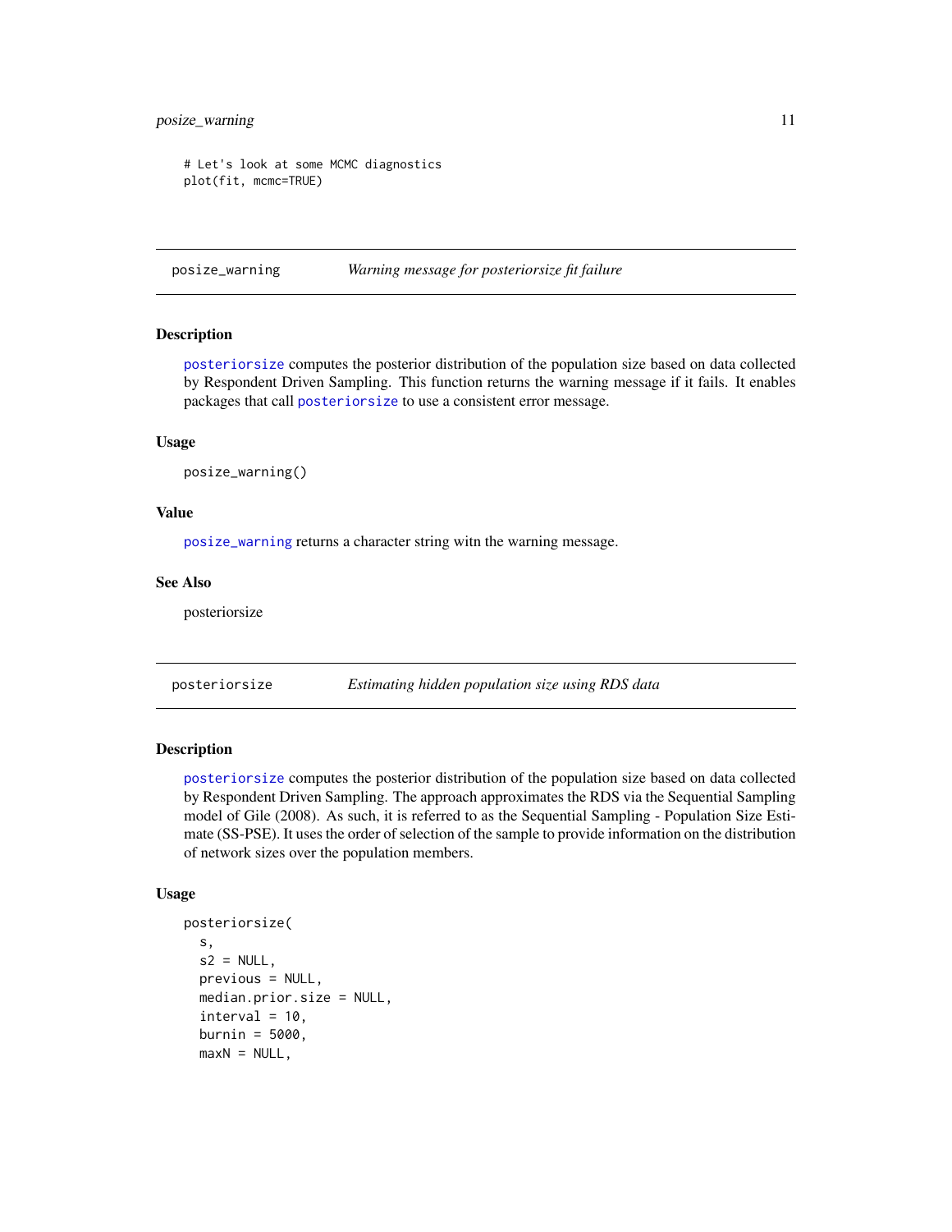```
# Let's look at some MCMC diagnostics
plot(fit, mcmc=TRUE)
```

## posize_warning — *Warning message for posteriorsize fit failure*

### Description

posteriorsize computes the posterior distribution of the population size based on data collected by Respondent Driven Sampling. This function returns the warning message if it fails. It enables packages that call posteriorsize to use a consistent error message.

### Usage

```
posize_warning()
```

### Value

posize_warning returns a character string witn the warning message.

### See Also

posteriorsize

## posteriorsize — *Estimating hidden population size using RDS data*

### Description

posteriorsize computes the posterior distribution of the population size based on data collected by Respondent Driven Sampling. The approach approximates the RDS via the Sequential Sampling model of Gile (2008). As such, it is referred to as the Sequential Sampling - Population Size Estimate (SS-PSE). It uses the order of selection of the sample to provide information on the distribution of network sizes over the population members.

### Usage

```
posteriorsize(
  s,
  s2 = NULL,
  previous = NULL,
  median.prior.size = NULL,
  interval = 10,
  burnin = 5000,
  maxN = NULL,
```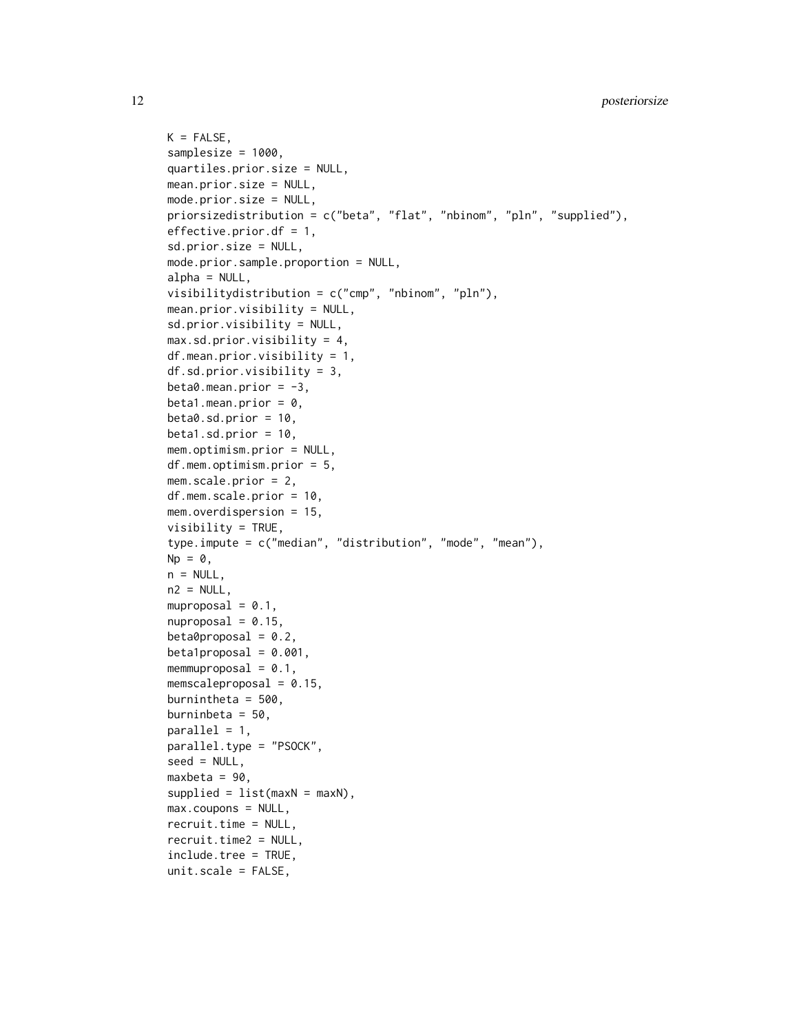```
K = FALSE,
samplesize = 1000,
quartiles.prior.size = NULL,
mean.prior.size = NULL,
mode.prior.size = NULL,
priorsizedistribution = c("beta", "flat", "nbinom", "pln", "supplied"),
effective.prior.df = 1,
sd.prior.size = NULL,
mode.prior.sample.proportion = NULL,
alpha = NULL,
visibilitydistribution = c("cmp", "nbinom", "pln"),
mean.prior.visibility = NULL,
sd.prior.visibility = NULL,
max.sd.prior.visibility = 4,
df.mean.prior.visibility = 1,
df.sd.prior.visibility = 3,
beta0.mean.prior = -3,
beta1.mean.prior = 0,
beta0.sd.prior = 10,
beta1.sd.prior = 10,
mem.optimism.prior = NULL,
df.mem.optimism.prior = 5,
mem.scale.prior = 2,
df.mem.scale.prior = 10,
mem.overdispersion = 15,
visibility = TRUE,
type.impute = c("median", "distribution", "mode", "mean"),
Np = 0,
n = NULL,
n2 = NULL,
muproposal = 0.1,
nuproposal = 0.15,
beta0proposal = 0.2,
beta1proposal = 0.001,
memmuproposal = 0.1,
memscaleproposal = 0.15,
burnintheta = 500,
burninbeta = 50,
parallel = 1,
parallel.type = "PSOCK",
seed = NULL,
maxbeta = 90,
supplied = list(maxN = maxN),
max.coupons = NULL,
recruit.time = NULL,
recruit.time2 = NULL,
include.tree = TRUE,
unit.scale = FALSE,
```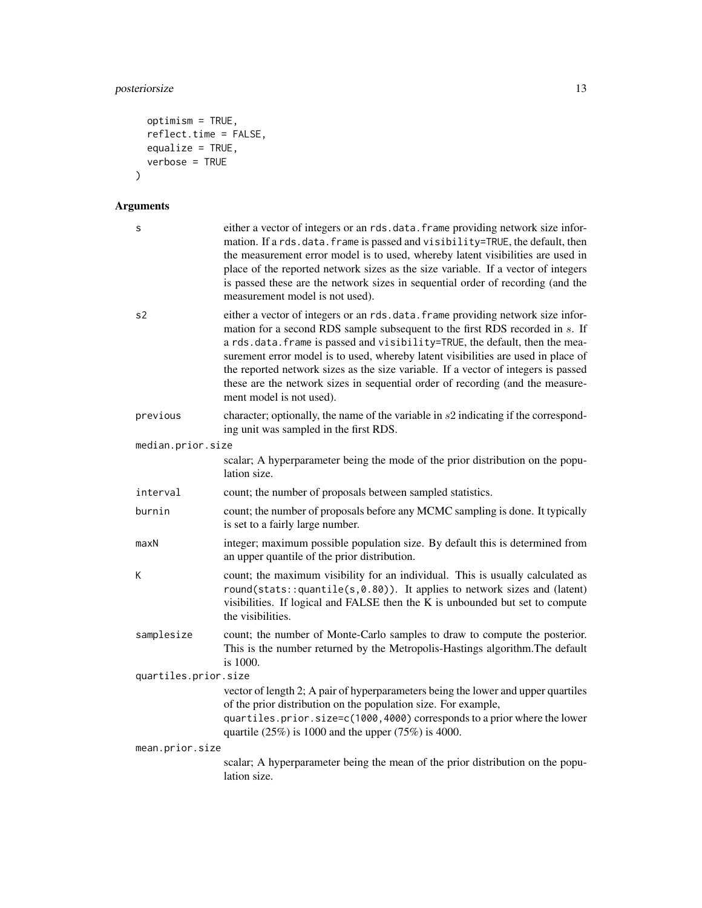```
  optimism = TRUE,
  reflect.time = FALSE,
  equalize = TRUE,
  verbose = TRUE
)
```

## Arguments

| | |
|---|---|
| `s` | either a vector of integers or an `rds.data.frame` providing network size information. If a `rds.data.frame` is passed and `visibility=TRUE`, the default, then the measurement error model is to used, whereby latent visibilities are used in place of the reported network sizes as the size variable. If a vector of integers is passed these are the network sizes in sequential order of recording (and the measurement model is not used). |
| `s2` | either a vector of integers or an `rds.data.frame` providing network size information for a second RDS sample subsequent to the first RDS recorded in $s$. If a `rds.data.frame` is passed and `visibility=TRUE`, the default, then the measurement error model is to used, whereby latent visibilities are used in place of the reported network sizes as the size variable. If a vector of integers is passed these are the network sizes in sequential order of recording (and the measurement model is not used). |
| `previous` | character; optionally, the name of the variable in $s2$ indicating if the corresponding unit was sampled in the first RDS. |
| `median.prior.size` | scalar; A hyperparameter being the mode of the prior distribution on the population size. |
| `interval` | count; the number of proposals between sampled statistics. |
| `burnin` | count; the number of proposals before any MCMC sampling is done. It typically is set to a fairly large number. |
| `maxN` | integer; maximum possible population size. By default this is determined from an upper quantile of the prior distribution. |
| `K` | count; the maximum visibility for an individual. This is usually calculated as `round(stats::quantile(s,0.80))`. It applies to network sizes and (latent) visibilities. If logical and FALSE then the K is unbounded but set to compute the visibilities. |
| `samplesize` | count; the number of Monte-Carlo samples to draw to compute the posterior. This is the number returned by the Metropolis-Hastings algorithm.The default is 1000. |
| `quartiles.prior.size` | vector of length 2; A pair of hyperparameters being the lower and upper quartiles of the prior distribution on the population size. For example, `quartiles.prior.size=c(1000,4000)` corresponds to a prior where the lower quartile (25%) is 1000 and the upper (75%) is 4000. |
| `mean.prior.size` | scalar; A hyperparameter being the mean of the prior distribution on the population size. |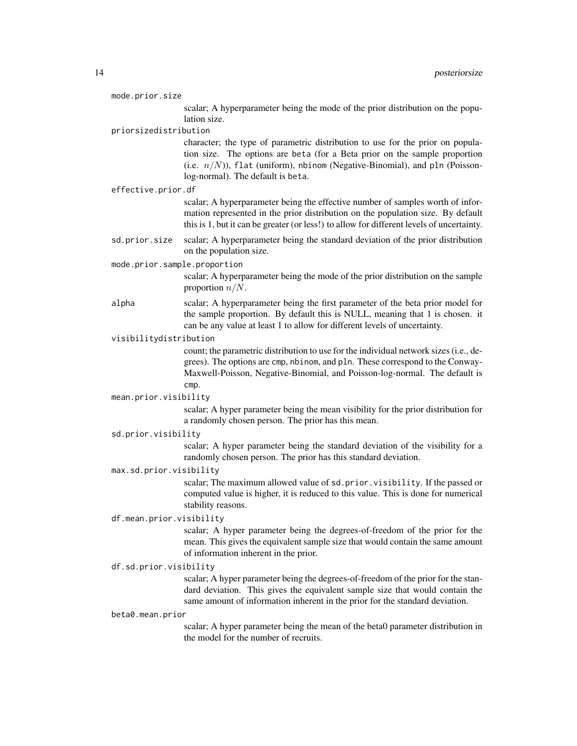`mode.prior.size`
: scalar; A hyperparameter being the mode of the prior distribution on the population size.

`priorsizedistribution`
: character; the type of parametric distribution to use for the prior on population size. The options are `beta` (for a Beta prior on the sample proportion (i.e. $n/N$)), `flat` (uniform), `nbinom` (Negative-Binomial), and `pln` (Poisson-log-normal). The default is `beta`.

`effective.prior.df`
: scalar; A hyperparameter being the effective number of samples worth of information represented in the prior distribution on the population size. By default this is 1, but it can be greater (or less!) to allow for different levels of uncertainty.

`sd.prior.size`
: scalar; A hyperparameter being the standard deviation of the prior distribution on the population size.

`mode.prior.sample.proportion`
: scalar; A hyperparameter being the mode of the prior distribution on the sample proportion $n/N$.

`alpha`
: scalar; A hyperparameter being the first parameter of the beta prior model for the sample proportion. By default this is NULL, meaning that 1 is chosen. it can be any value at least 1 to allow for different levels of uncertainty.

`visibilitydistribution`
: count; the parametric distribution to use for the individual network sizes (i.e., degrees). The options are `cmp`, `nbinom`, and `pln`. These correspond to the Conway-Maxwell-Poisson, Negative-Binomial, and Poisson-log-normal. The default is `cmp`.

`mean.prior.visibility`
: scalar; A hyper parameter being the mean visibility for the prior distribution for a randomly chosen person. The prior has this mean.

`sd.prior.visibility`
: scalar; A hyper parameter being the standard deviation of the visibility for a randomly chosen person. The prior has this standard deviation.

`max.sd.prior.visibility`
: scalar; The maximum allowed value of `sd.prior.visibility`. If the passed or computed value is higher, it is reduced to this value. This is done for numerical stability reasons.

`df.mean.prior.visibility`
: scalar; A hyper parameter being the degrees-of-freedom of the prior for the mean. This gives the equivalent sample size that would contain the same amount of information inherent in the prior.

`df.sd.prior.visibility`
: scalar; A hyper parameter being the degrees-of-freedom of the prior for the standard deviation. This gives the equivalent sample size that would contain the same amount of information inherent in the prior for the standard deviation.

`beta0.mean.prior`
: scalar; A hyper parameter being the mean of the beta0 parameter distribution in the model for the number of recruits.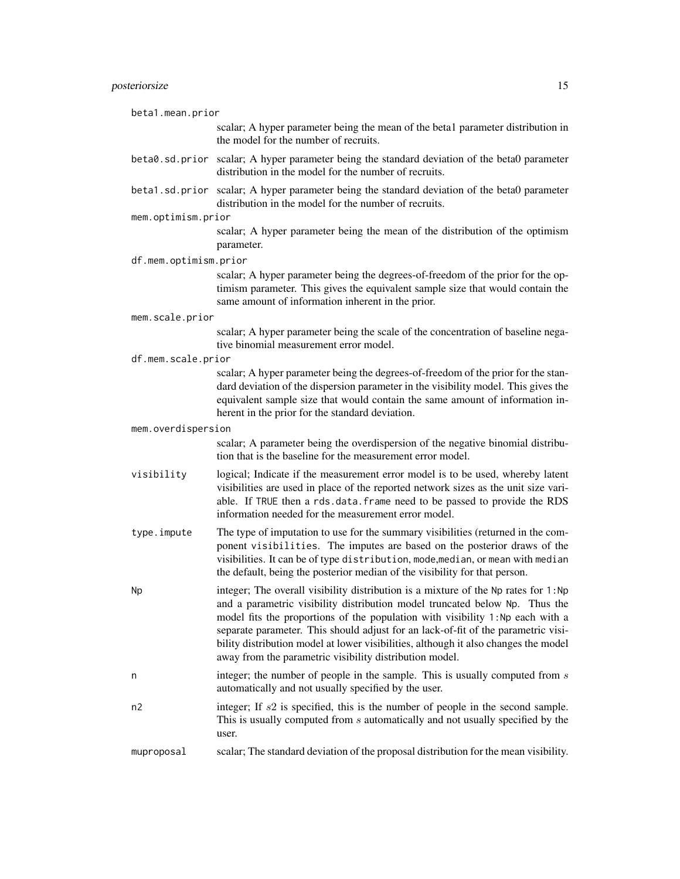`beta1.mean.prior`
: scalar; A hyper parameter being the mean of the beta1 parameter distribution in the model for the number of recruits.

`beta0.sd.prior`
: scalar; A hyper parameter being the standard deviation of the beta0 parameter distribution in the model for the number of recruits.

`beta1.sd.prior`
: scalar; A hyper parameter being the standard deviation of the beta0 parameter distribution in the model for the number of recruits.

`mem.optimism.prior`
: scalar; A hyper parameter being the mean of the distribution of the optimism parameter.

`df.mem.optimism.prior`
: scalar; A hyper parameter being the degrees-of-freedom of the prior for the optimism parameter. This gives the equivalent sample size that would contain the same amount of information inherent in the prior.

`mem.scale.prior`
: scalar; A hyper parameter being the scale of the concentration of baseline negative binomial measurement error model.

`df.mem.scale.prior`
: scalar; A hyper parameter being the degrees-of-freedom of the prior for the standard deviation of the dispersion parameter in the visibility model. This gives the equivalent sample size that would contain the same amount of information inherent in the prior for the standard deviation.

`mem.overdispersion`
: scalar; A parameter being the overdispersion of the negative binomial distribution that is the baseline for the measurement error model.

`visibility`
: logical; Indicate if the measurement error model is to be used, whereby latent visibilities are used in place of the reported network sizes as the unit size variable. If `TRUE` then a `rds.data.frame` need to be passed to provide the RDS information needed for the measurement error model.

`type.impute`
: The type of imputation to use for the summary visibilities (returned in the component `visibilities`. The imputes are based on the posterior draws of the visibilities. It can be of type `distribution`, `mode`,`median`, or `mean` with `median` the default, being the posterior median of the visibility for that person.

`Np`
: integer; The overall visibility distribution is a mixture of the `Np` rates for `1:Np` and a parametric visibility distribution model truncated below `Np`. Thus the model fits the proportions of the population with visibility `1:Np` each with a separate parameter. This should adjust for an lack-of-fit of the parametric visibility distribution model at lower visibilities, although it also changes the model away from the parametric visibility distribution model.

`n`
: integer; the number of people in the sample. This is usually computed from $s$ automatically and not usually specified by the user.

`n2`
: integer; If $s2$ is specified, this is the number of people in the second sample. This is usually computed from $s$ automatically and not usually specified by the user.

`muproposal`
: scalar; The standard deviation of the proposal distribution for the mean visibility.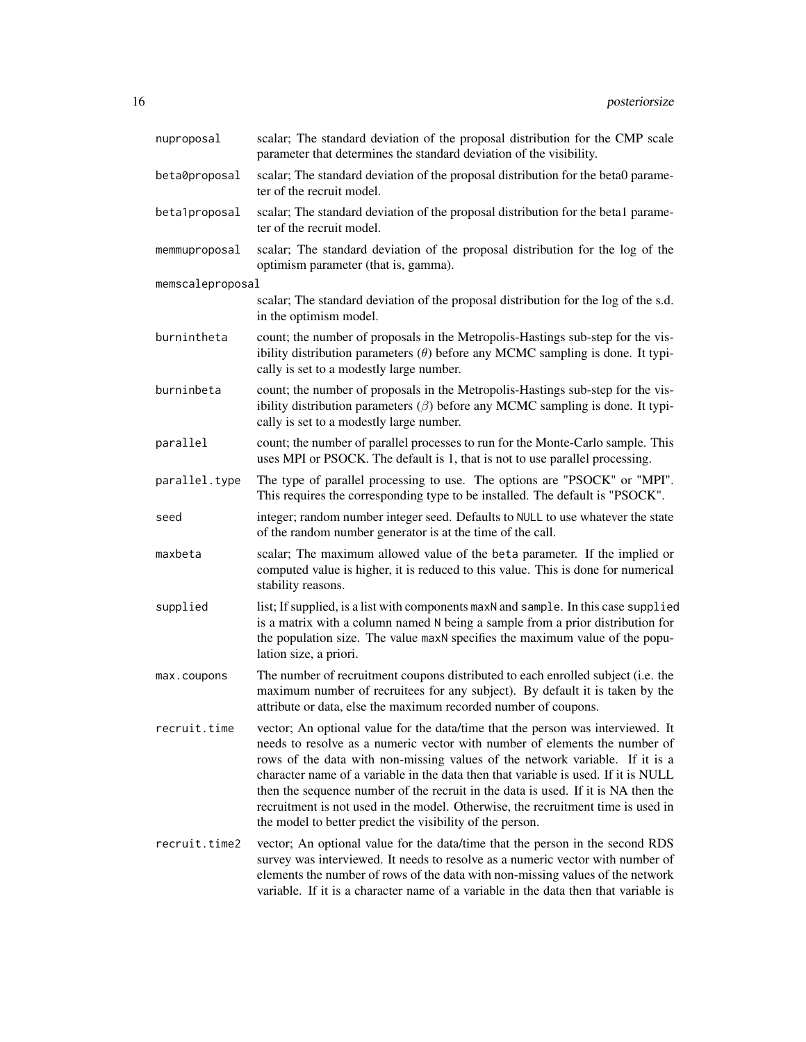| | |
|---|---|
| `nuproposal` | scalar; The standard deviation of the proposal distribution for the CMP scale parameter that determines the standard deviation of the visibility. |
| `beta0proposal` | scalar; The standard deviation of the proposal distribution for the beta0 parameter of the recruit model. |
| `beta1proposal` | scalar; The standard deviation of the proposal distribution for the beta1 parameter of the recruit model. |
| `memmuproposal` | scalar; The standard deviation of the proposal distribution for the log of the optimism parameter (that is, gamma). |
| `memscaleproposal` | scalar; The standard deviation of the proposal distribution for the log of the s.d. in the optimism model. |
| `burnintheta` | count; the number of proposals in the Metropolis-Hastings sub-step for the visibility distribution parameters ($\theta$) before any MCMC sampling is done. It typically is set to a modestly large number. |
| `burninbeta` | count; the number of proposals in the Metropolis-Hastings sub-step for the visibility distribution parameters ($\beta$) before any MCMC sampling is done. It typically is set to a modestly large number. |
| `parallel` | count; the number of parallel processes to run for the Monte-Carlo sample. This uses MPI or PSOCK. The default is 1, that is not to use parallel processing. |
| `parallel.type` | The type of parallel processing to use. The options are "PSOCK" or "MPI". This requires the corresponding type to be installed. The default is "PSOCK". |
| `seed` | integer; random number integer seed. Defaults to `NULL` to use whatever the state of the random number generator is at the time of the call. |
| `maxbeta` | scalar; The maximum allowed value of the `beta` parameter. If the implied or computed value is higher, it is reduced to this value. This is done for numerical stability reasons. |
| `supplied` | list; If supplied, is a list with components `maxN` and `sample`. In this case `supplied` is a matrix with a column named `N` being a sample from a prior distribution for the population size. The value `maxN` specifies the maximum value of the population size, a priori. |
| `max.coupons` | The number of recruitment coupons distributed to each enrolled subject (i.e. the maximum number of recruitees for any subject). By default it is taken by the attribute or data, else the maximum recorded number of coupons. |
| `recruit.time` | vector; An optional value for the data/time that the person was interviewed. It needs to resolve as a numeric vector with number of elements the number of rows of the data with non-missing values of the network variable. If it is a character name of a variable in the data then that variable is used. If it is NULL then the sequence number of the recruit in the data is used. If it is NA then the recruitment is not used in the model. Otherwise, the recruitment time is used in the model to better predict the visibility of the person. |
| `recruit.time2` | vector; An optional value for the data/time that the person in the second RDS survey was interviewed. It needs to resolve as a numeric vector with number of elements the number of rows of the data with non-missing values of the network variable. If it is a character name of a variable in the data then that variable is |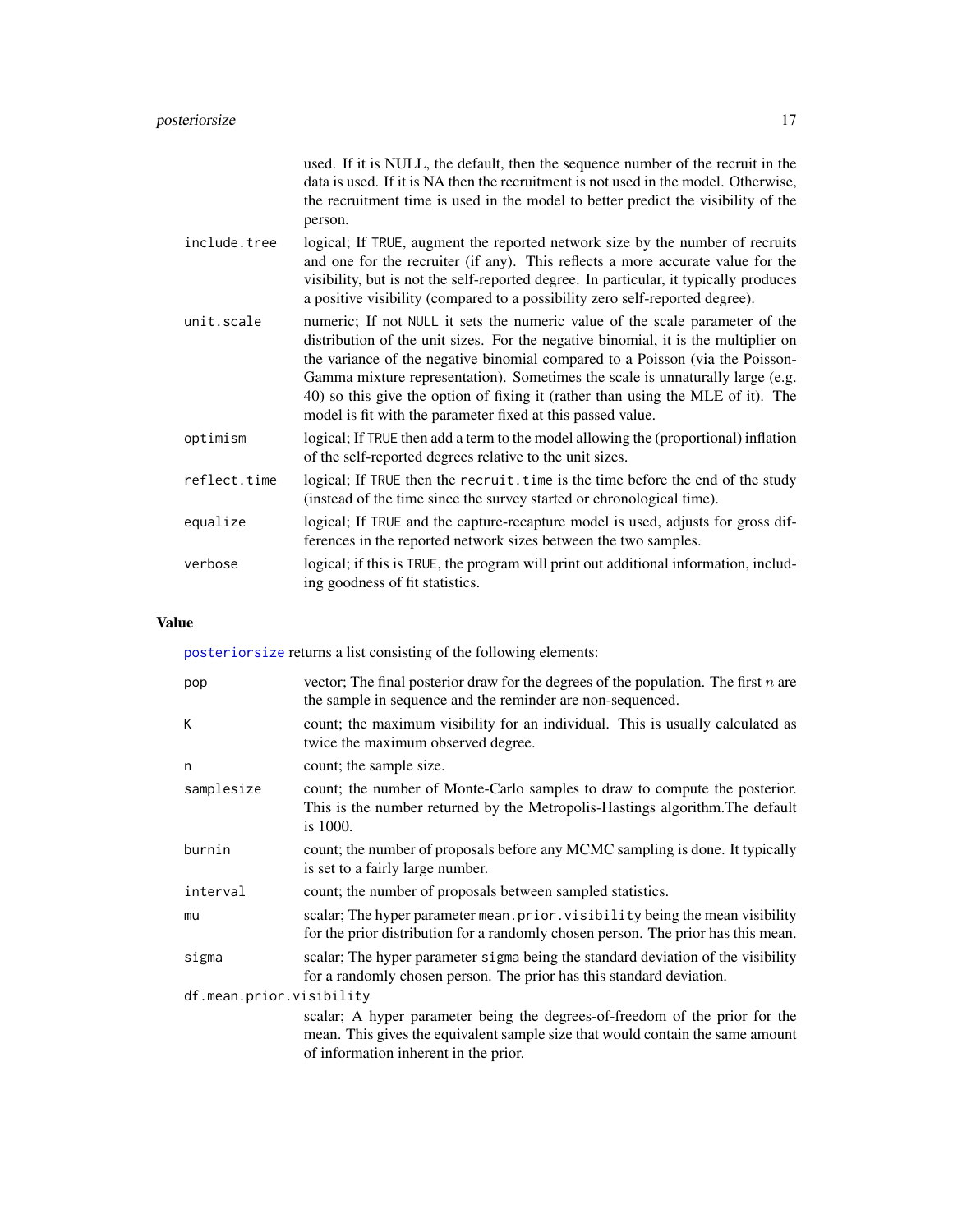used. If it is NULL, the default, then the sequence number of the recruit in the data is used. If it is NA then the recruitment is not used in the model. Otherwise, the recruitment time is used in the model to better predict the visibility of the person.

`include.tree`
: logical; If TRUE, augment the reported network size by the number of recruits and one for the recruiter (if any). This reflects a more accurate value for the visibility, but is not the self-reported degree. In particular, it typically produces a positive visibility (compared to a possibility zero self-reported degree).

`unit.scale`
: numeric; If not NULL it sets the numeric value of the scale parameter of the distribution of the unit sizes. For the negative binomial, it is the multiplier on the variance of the negative binomial compared to a Poisson (via the Poisson-Gamma mixture representation). Sometimes the scale is unnaturally large (e.g. 40) so this give the option of fixing it (rather than using the MLE of it). The model is fit with the parameter fixed at this passed value.

`optimism`
: logical; If TRUE then add a term to the model allowing the (proportional) inflation of the self-reported degrees relative to the unit sizes.

`reflect.time`
: logical; If TRUE then the `recruit.time` is the time before the end of the study (instead of the time since the survey started or chronological time).

`equalize`
: logical; If TRUE and the capture-recapture model is used, adjusts for gross differences in the reported network sizes between the two samples.

`verbose`
: logical; if this is TRUE, the program will print out additional information, including goodness of fit statistics.

## Value

`posteriorsize` returns a list consisting of the following elements:

`pop`
: vector; The final posterior draw for the degrees of the population. The first $n$ are the sample in sequence and the reminder are non-sequenced.

`K`
: count; the maximum visibility for an individual. This is usually calculated as twice the maximum observed degree.

`n`
: count; the sample size.

`samplesize`
: count; the number of Monte-Carlo samples to draw to compute the posterior. This is the number returned by the Metropolis-Hastings algorithm.The default is 1000.

`burnin`
: count; the number of proposals before any MCMC sampling is done. It typically is set to a fairly large number.

`interval`
: count; the number of proposals between sampled statistics.

`mu`
: scalar; The hyper parameter `mean.prior.visibility` being the mean visibility for the prior distribution for a randomly chosen person. The prior has this mean.

`sigma`
: scalar; The hyper parameter `sigma` being the standard deviation of the visibility for a randomly chosen person. The prior has this standard deviation.

`df.mean.prior.visibility`
: scalar; A hyper parameter being the degrees-of-freedom of the prior for the mean. This gives the equivalent sample size that would contain the same amount of information inherent in the prior.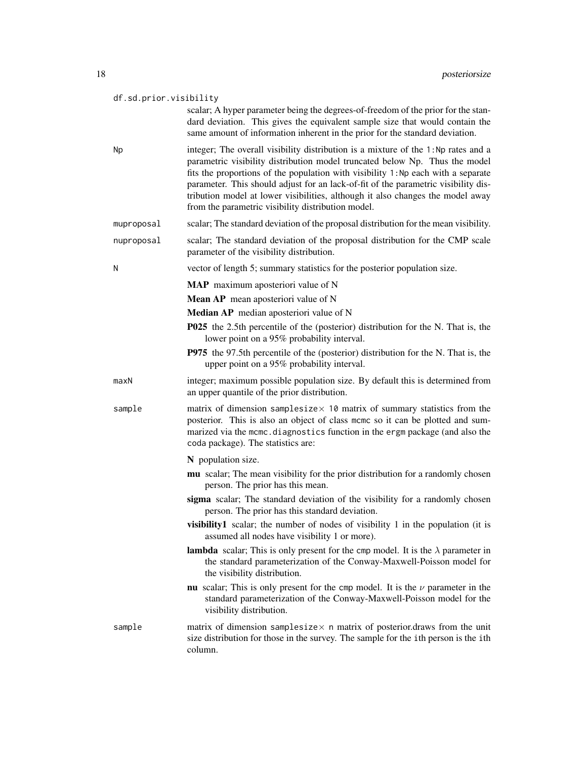`df.sd.prior.visibility`
: scalar; A hyper parameter being the degrees-of-freedom of the prior for the standard deviation. This gives the equivalent sample size that would contain the same amount of information inherent in the prior for the standard deviation.

`Np`
: integer; The overall visibility distribution is a mixture of the `1:Np` rates and a parametric visibility distribution model truncated below Np. Thus the model fits the proportions of the population with visibility `1:Np` each with a separate parameter. This should adjust for an lack-of-fit of the parametric visibility distribution model at lower visibilities, although it also changes the model away from the parametric visibility distribution model.

`muproposal`
: scalar; The standard deviation of the proposal distribution for the mean visibility.

`nuproposal`
: scalar; The standard deviation of the proposal distribution for the CMP scale parameter of the visibility distribution.

`N`
: vector of length 5; summary statistics for the posterior population size.

  - **MAP** maximum aposteriori value of N
  - **Mean AP** mean aposteriori value of N
  - **Median AP** median aposteriori value of N
  - **P025** the 2.5th percentile of the (posterior) distribution for the N. That is, the lower point on a 95% probability interval.
  - **P975** the 97.5th percentile of the (posterior) distribution for the N. That is, the upper point on a 95% probability interval.

`maxN`
: integer; maximum possible population size. By default this is determined from an upper quantile of the prior distribution.

`sample`
: matrix of dimension `samplesize`× `10` matrix of summary statistics from the posterior. This is also an object of class `mcmc` so it can be plotted and summarized via the `mcmc.diagnostics` function in the `ergm` package (and also the `coda` package). The statistics are:

  - **N** population size.
  - **mu** scalar; The mean visibility for the prior distribution for a randomly chosen person. The prior has this mean.
  - **sigma** scalar; The standard deviation of the visibility for a randomly chosen person. The prior has this standard deviation.
  - **visibility1** scalar; the number of nodes of visibility 1 in the population (it is assumed all nodes have visibility 1 or more).
  - **lambda** scalar; This is only present for the `cmp` model. It is the $\lambda$ parameter in the standard parameterization of the Conway-Maxwell-Poisson model for the visibility distribution.
  - **nu** scalar; This is only present for the `cmp` model. It is the $\nu$ parameter in the standard parameterization of the Conway-Maxwell-Poisson model for the visibility distribution.

`sample`
: matrix of dimension `samplesize`× `n` matrix of posterior.draws from the unit size distribution for those in the survey. The sample for the `i`th person is the `i`th column.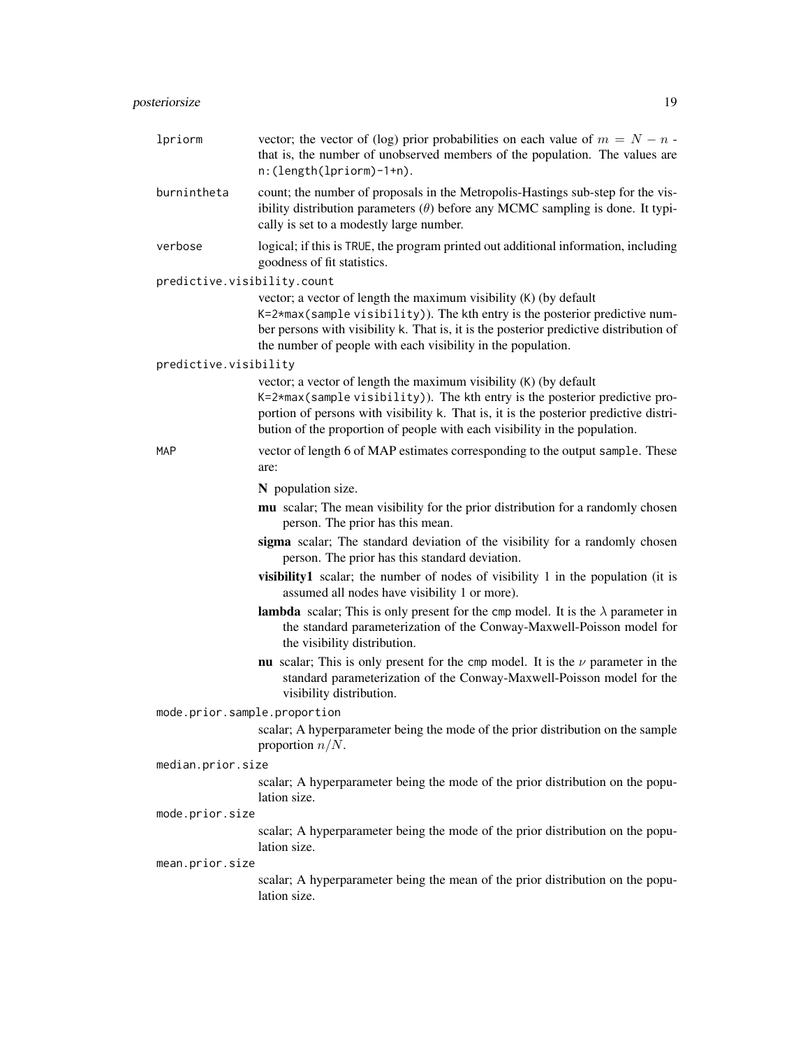`lpriorm`
: vector; the vector of (log) prior probabilities on each value of $m = N - n$ - that is, the number of unobserved members of the population. The values are `n:(length(lpriorm)-1+n)`.

`burnintheta`
: count; the number of proposals in the Metropolis-Hastings sub-step for the visibility distribution parameters ($\theta$) before any MCMC sampling is done. It typically is set to a modestly large number.

`verbose`
: logical; if this is `TRUE`, the program printed out additional information, including goodness of fit statistics.

`predictive.visibility.count`
: vector; a vector of length the maximum visibility (`K`) (by default `K=2*max(sample visibility)`). The `k`th entry is the posterior predictive number persons with visibility `k`. That is, it is the posterior predictive distribution of the number of people with each visibility in the population.

`predictive.visibility`
: vector; a vector of length the maximum visibility (`K`) (by default `K=2*max(sample visibility)`). The `k`th entry is the posterior predictive proportion of persons with visibility `k`. That is, it is the posterior predictive distribution of the proportion of people with each visibility in the population.

`MAP`
: vector of length 6 of MAP estimates corresponding to the output `sample`. These are:

  - **N** population size.
  - **mu** scalar; The mean visibility for the prior distribution for a randomly chosen person. The prior has this mean.
  - **sigma** scalar; The standard deviation of the visibility for a randomly chosen person. The prior has this standard deviation.
  - **visibility1** scalar; the number of nodes of visibility 1 in the population (it is assumed all nodes have visibility 1 or more).
  - **lambda** scalar; This is only present for the `cmp` model. It is the $\lambda$ parameter in the standard parameterization of the Conway-Maxwell-Poisson model for the visibility distribution.
  - **nu** scalar; This is only present for the `cmp` model. It is the $\nu$ parameter in the standard parameterization of the Conway-Maxwell-Poisson model for the visibility distribution.

`mode.prior.sample.proportion`
: scalar; A hyperparameter being the mode of the prior distribution on the sample proportion $n/N$.

`median.prior.size`
: scalar; A hyperparameter being the mode of the prior distribution on the population size.

`mode.prior.size`
: scalar; A hyperparameter being the mode of the prior distribution on the population size.

`mean.prior.size`
: scalar; A hyperparameter being the mean of the prior distribution on the population size.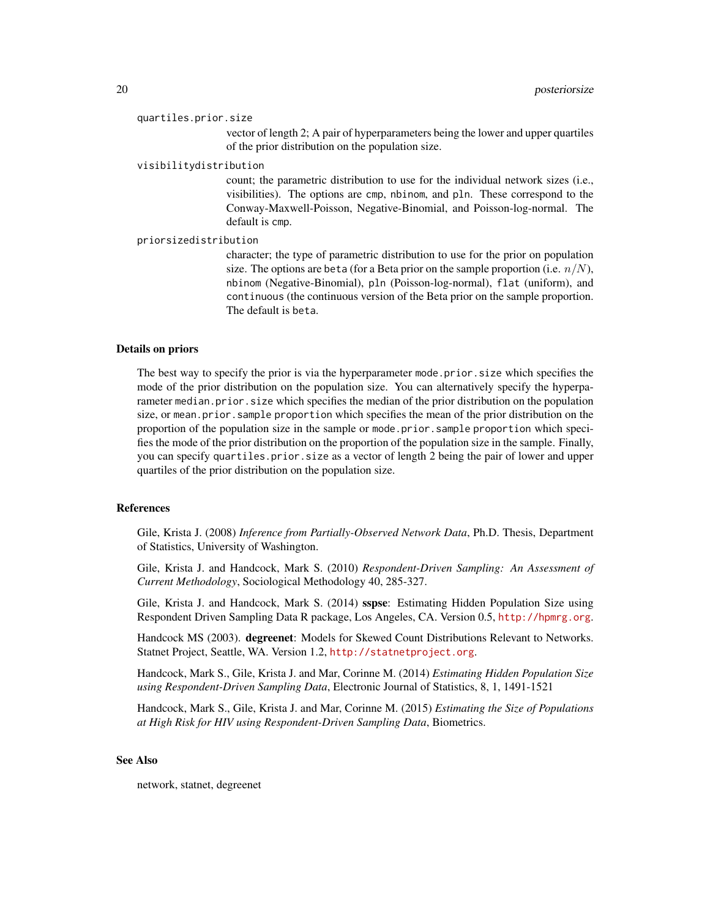`quartiles.prior.size`
: vector of length 2; A pair of hyperparameters being the lower and upper quartiles of the prior distribution on the population size.

`visibilitydistribution`
: count; the parametric distribution to use for the individual network sizes (i.e., visibilities). The options are `cmp`, `nbinom`, and `pln`. These correspond to the Conway-Maxwell-Poisson, Negative-Binomial, and Poisson-log-normal. The default is `cmp`.

`priorsizedistribution`
: character; the type of parametric distribution to use for the prior on population size. The options are `beta` (for a Beta prior on the sample proportion (i.e. $n/N$), `nbinom` (Negative-Binomial), `pln` (Poisson-log-normal), `flat` (uniform), and `continuous` (the continuous version of the Beta prior on the sample proportion. The default is `beta`.

## Details on priors

The best way to specify the prior is via the hyperparameter `mode.prior.size` which specifies the mode of the prior distribution on the population size. You can alternatively specify the hyperparameter `median.prior.size` which specifies the median of the prior distribution on the population size, or `mean.prior.sample proportion` which specifies the mean of the prior distribution on the proportion of the population size in the sample or `mode.prior.sample proportion` which specifies the mode of the prior distribution on the proportion of the population size in the sample. Finally, you can specify `quartiles.prior.size` as a vector of length 2 being the pair of lower and upper quartiles of the prior distribution on the population size.

## References

Gile, Krista J. (2008) *Inference from Partially-Observed Network Data*, Ph.D. Thesis, Department of Statistics, University of Washington.

Gile, Krista J. and Handcock, Mark S. (2010) *Respondent-Driven Sampling: An Assessment of Current Methodology*, Sociological Methodology 40, 285-327.

Gile, Krista J. and Handcock, Mark S. (2014) **sspse**: Estimating Hidden Population Size using Respondent Driven Sampling Data R package, Los Angeles, CA. Version 0.5, http://hpmrg.org.

Handcock MS (2003). **degreenet**: Models for Skewed Count Distributions Relevant to Networks. Statnet Project, Seattle, WA. Version 1.2, http://statnetproject.org.

Handcock, Mark S., Gile, Krista J. and Mar, Corinne M. (2014) *Estimating Hidden Population Size using Respondent-Driven Sampling Data*, Electronic Journal of Statistics, 8, 1, 1491-1521

Handcock, Mark S., Gile, Krista J. and Mar, Corinne M. (2015) *Estimating the Size of Populations at High Risk for HIV using Respondent-Driven Sampling Data*, Biometrics.

## See Also

network, statnet, degreenet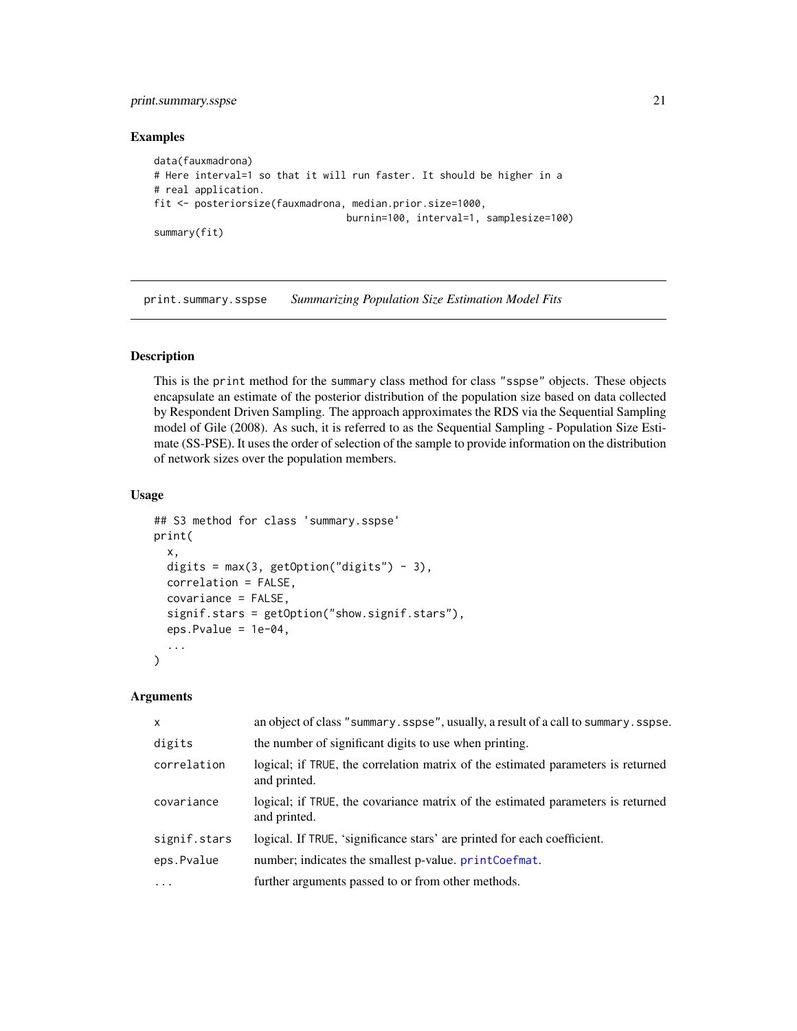### Examples

```
data(fauxmadrona)
# Here interval=1 so that it will run faster. It should be higher in a
# real application.
fit <- posteriorsize(fauxmadrona, median.prior.size=1000,
                                  burnin=100, interval=1, samplesize=100)
summary(fit)
```

---

## print.summary.sspse    *Summarizing Population Size Estimation Model Fits*

---

### Description

This is the `print` method for the `summary` class method for class `"sspse"` objects. These objects encapsulate an estimate of the posterior distribution of the population size based on data collected by Respondent Driven Sampling. The approach approximates the RDS via the Sequential Sampling model of Gile (2008). As such, it is referred to as the Sequential Sampling - Population Size Estimate (SS-PSE). It uses the order of selection of the sample to provide information on the distribution of network sizes over the population members.

### Usage

```
## S3 method for class 'summary.sspse'
print(
  x,
  digits = max(3, getOption("digits") - 3),
  correlation = FALSE,
  covariance = FALSE,
  signif.stars = getOption("show.signif.stars"),
  eps.Pvalue = 1e-04,
  ...
)
```

### Arguments

| | |
|---|---|
| `x` | an object of class `"summary.sspse"`, usually, a result of a call to `summary.sspse`. |
| `digits` | the number of significant digits to use when printing. |
| `correlation` | logical; if `TRUE`, the correlation matrix of the estimated parameters is returned and printed. |
| `covariance` | logical; if `TRUE`, the covariance matrix of the estimated parameters is returned and printed. |
| `signif.stars` | logical. If `TRUE`, 'significance stars' are printed for each coefficient. |
| `eps.Pvalue` | number; indicates the smallest p-value. `printCoefmat`. |
| `...` | further arguments passed to or from other methods. |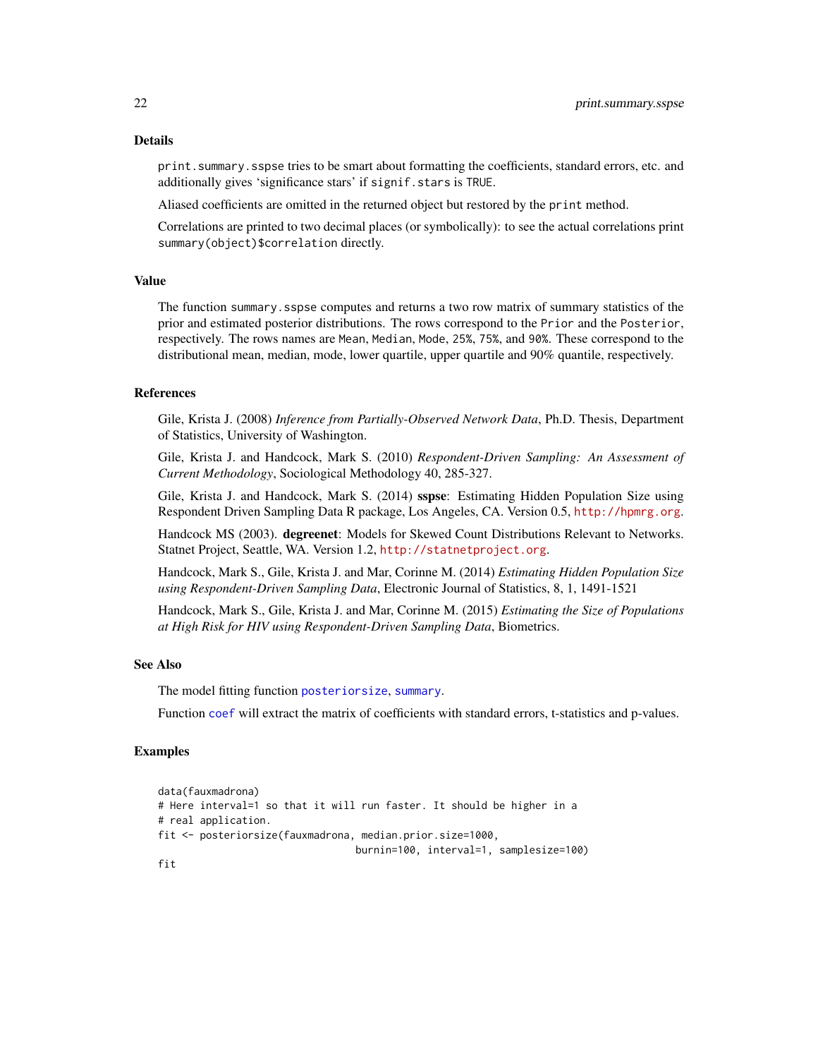## Details

`print.summary.sspse` tries to be smart about formatting the coefficients, standard errors, etc. and additionally gives 'significance stars' if `signif.stars` is `TRUE`.

Aliased coefficients are omitted in the returned object but restored by the `print` method.

Correlations are printed to two decimal places (or symbolically): to see the actual correlations print `summary(object)$correlation` directly.

## Value

The function `summary.sspse` computes and returns a two row matrix of summary statistics of the prior and estimated posterior distributions. The rows correspond to the `Prior` and the `Posterior`, respectively. The rows names are `Mean`, `Median`, `Mode`, `25%`, `75%`, and `90%`. These correspond to the distributional mean, median, mode, lower quartile, upper quartile and 90% quantile, respectively.

## References

Gile, Krista J. (2008) *Inference from Partially-Observed Network Data*, Ph.D. Thesis, Department of Statistics, University of Washington.

Gile, Krista J. and Handcock, Mark S. (2010) *Respondent-Driven Sampling: An Assessment of Current Methodology*, Sociological Methodology 40, 285-327.

Gile, Krista J. and Handcock, Mark S. (2014) **sspse**: Estimating Hidden Population Size using Respondent Driven Sampling Data R package, Los Angeles, CA. Version 0.5, http://hpmrg.org.

Handcock MS (2003). **degreenet**: Models for Skewed Count Distributions Relevant to Networks. Statnet Project, Seattle, WA. Version 1.2, http://statnetproject.org.

Handcock, Mark S., Gile, Krista J. and Mar, Corinne M. (2014) *Estimating Hidden Population Size using Respondent-Driven Sampling Data*, Electronic Journal of Statistics, 8, 1, 1491-1521

Handcock, Mark S., Gile, Krista J. and Mar, Corinne M. (2015) *Estimating the Size of Populations at High Risk for HIV using Respondent-Driven Sampling Data*, Biometrics.

## See Also

The model fitting function `posteriorsize`, `summary`.

Function `coef` will extract the matrix of coefficients with standard errors, t-statistics and p-values.

## Examples

```
data(fauxmadrona)
# Here interval=1 so that it will run faster. It should be higher in a
# real application.
fit <- posteriorsize(fauxmadrona, median.prior.size=1000,
                                 burnin=100, interval=1, samplesize=100)
fit
```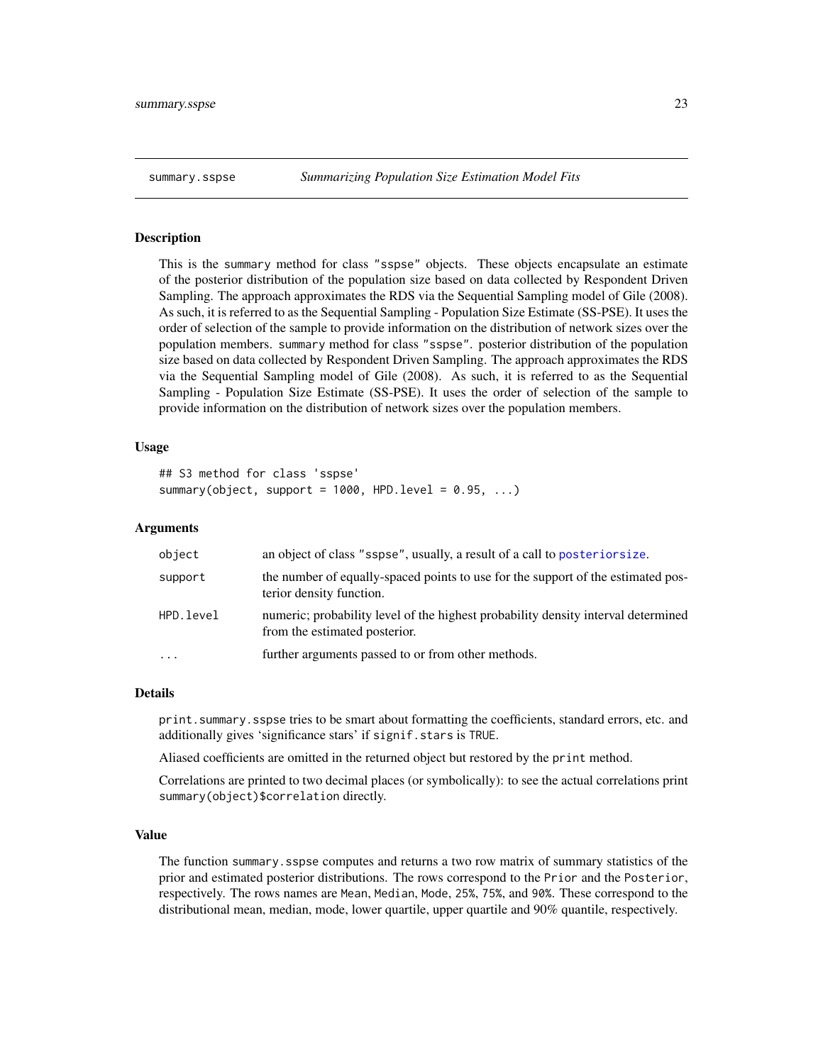## summary.sspse — *Summarizing Population Size Estimation Model Fits*

### Description

This is the summary method for class "sspse" objects. These objects encapsulate an estimate of the posterior distribution of the population size based on data collected by Respondent Driven Sampling. The approach approximates the RDS via the Sequential Sampling model of Gile (2008). As such, it is referred to as the Sequential Sampling - Population Size Estimate (SS-PSE). It uses the order of selection of the sample to provide information on the distribution of network sizes over the population members. summary method for class "sspse". posterior distribution of the population size based on data collected by Respondent Driven Sampling. The approach approximates the RDS via the Sequential Sampling model of Gile (2008). As such, it is referred to as the Sequential Sampling - Population Size Estimate (SS-PSE). It uses the order of selection of the sample to provide information on the distribution of network sizes over the population members.

### Usage

```
## S3 method for class 'sspse'
summary(object, support = 1000, HPD.level = 0.95, ...)
```

### Arguments

| | |
|---|---|
| object | an object of class "sspse", usually, a result of a call to posteriorsize. |
| support | the number of equally-spaced points to use for the support of the estimated posterior density function. |
| HPD.level | numeric; probability level of the highest probability density interval determined from the estimated posterior. |
| ... | further arguments passed to or from other methods. |

### Details

print.summary.sspse tries to be smart about formatting the coefficients, standard errors, etc. and additionally gives 'significance stars' if signif.stars is TRUE.

Aliased coefficients are omitted in the returned object but restored by the print method.

Correlations are printed to two decimal places (or symbolically): to see the actual correlations print summary(object)$correlation directly.

### Value

The function summary.sspse computes and returns a two row matrix of summary statistics of the prior and estimated posterior distributions. The rows correspond to the Prior and the Posterior, respectively. The rows names are Mean, Median, Mode, 25%, 75%, and 90%. These correspond to the distributional mean, median, mode, lower quartile, upper quartile and 90% quantile, respectively.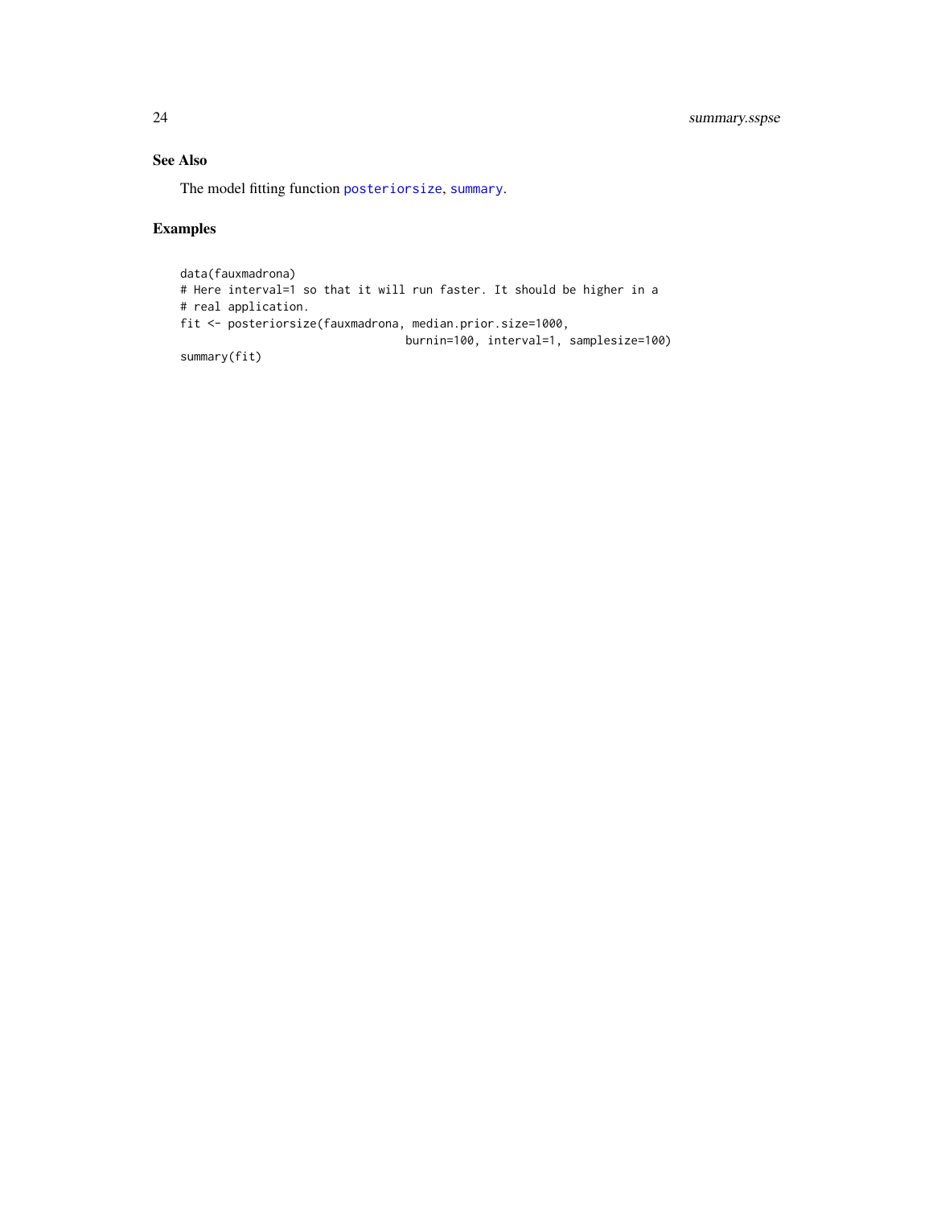## See Also

The model fitting function `posteriorsize`, `summary`.

## Examples

```
data(fauxmadrona)
# Here interval=1 so that it will run faster. It should be higher in a
# real application.
fit <- posteriorsize(fauxmadrona, median.prior.size=1000,
                                burnin=100, interval=1, samplesize=100)
summary(fit)
```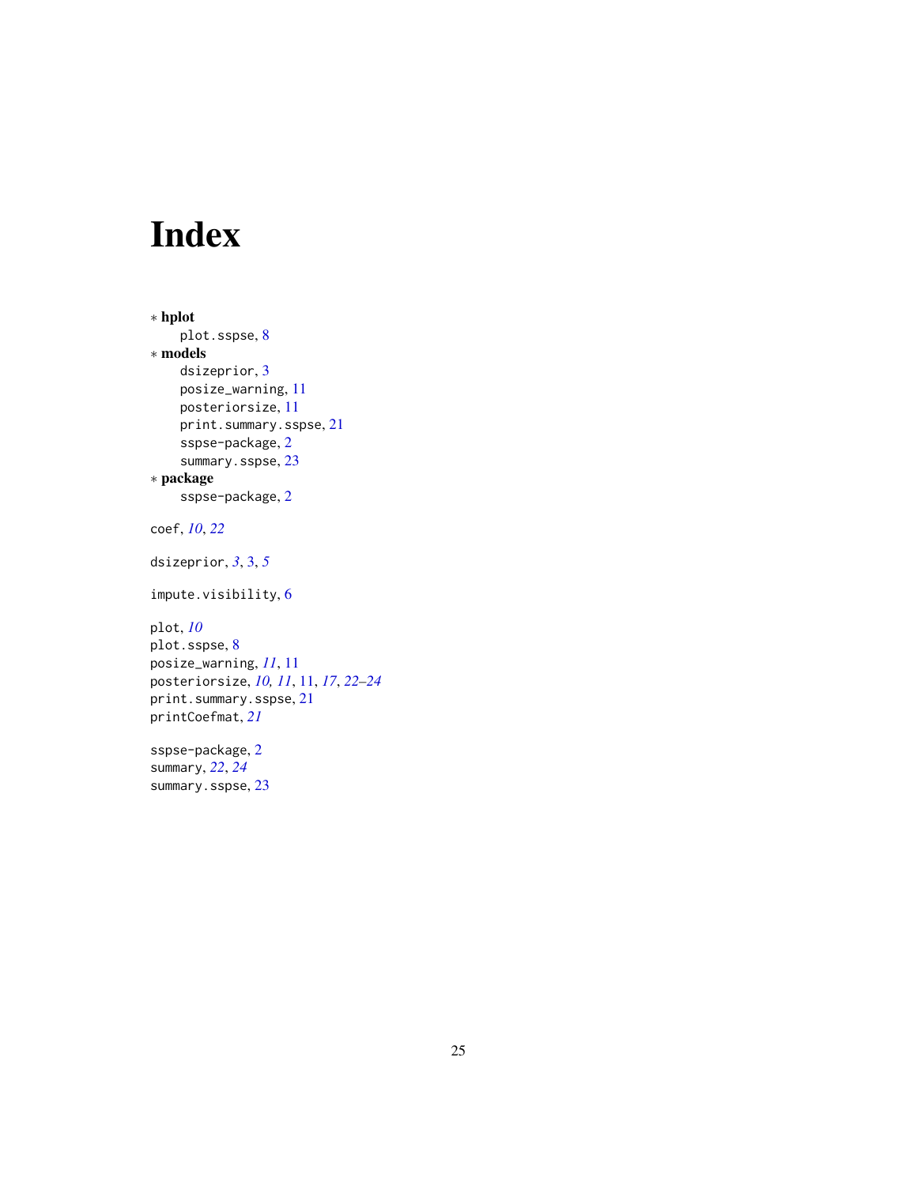# Index

∗ **hplot**
  plot.sspse, 8
∗ **models**
  dsizeprior, 3
  posize_warning, 11
  posteriorsize, 11
  print.summary.sspse, 21
  sspse-package, 2
  summary.sspse, 23
∗ **package**
  sspse-package, 2

coef, *10*, *22*

dsizeprior, *3*, 3, *5*

impute.visibility, 6

plot, *10*
plot.sspse, 8
posize_warning, *11*, 11
posteriorsize, *10*, *11*, 11, *17*, *22–24*
print.summary.sspse, 21
printCoefmat, *21*

sspse-package, 2
summary, *22*, *24*
summary.sspse, 23